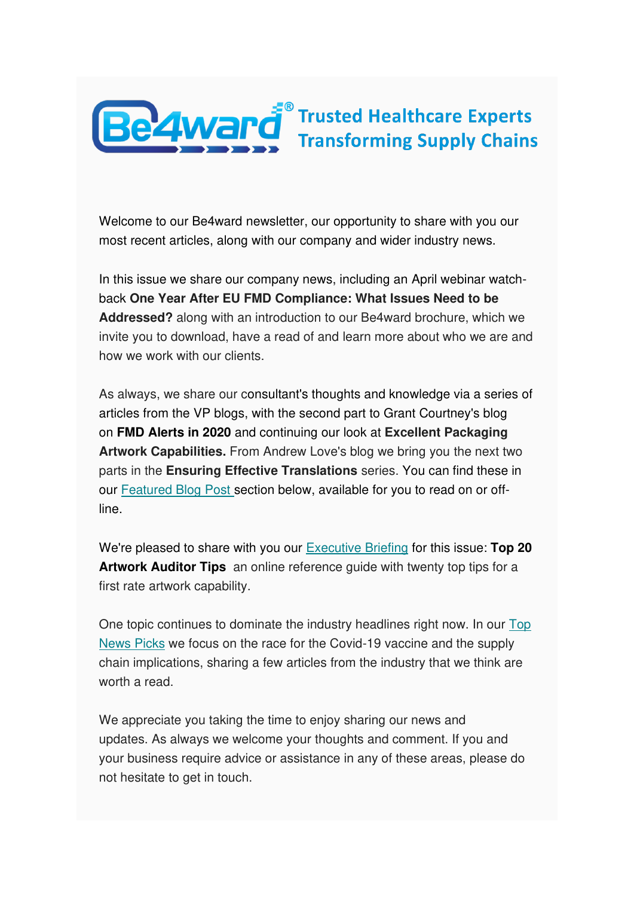**Trusted Healthcare Experts Transforming Supply Chains**

Welcome to our Be4ward newsletter, our opportunity to share with you our most recent articles, along with our company and wider industry news.

In this issue we share our company news, including an April webinar watch-back **One Year After EU FMD Compliance: What Issues Need to be Addressed?** along with an introduction to our Be4ward brochure, which we invite you to download, have a read of and learn more about who we are and how we work with our clients.

As always, we share our consultant's thoughts and knowledge via a series of articles from the VP blogs, with the second part to Grant Courtney's blog on **FMD Alerts in 2020** and continuing our look at **Excellent Packaging Artwork Capabilities.** From Andrew Love's blog we bring you the next two parts in the **Ensuring Effective Translations** series. You can find these in our Featured Blog Post section below, available for you to read on or off-line.

We're pleased to share with you our Executive Briefing for this issue: **Top 20 Artwork Auditor Tips** an online reference guide with twenty top tips for a first rate artwork capability.

One topic continues to dominate the industry headlines right now. In our Top News Picks we focus on the race for the Covid-19 vaccine and the supply chain implications, sharing a few articles from the industry that we think are worth a read.

We appreciate you taking the time to enjoy sharing our news and updates. As always we welcome your thoughts and comment. If you and your business require advice or assistance in any of these areas, please do not hesitate to get in touch.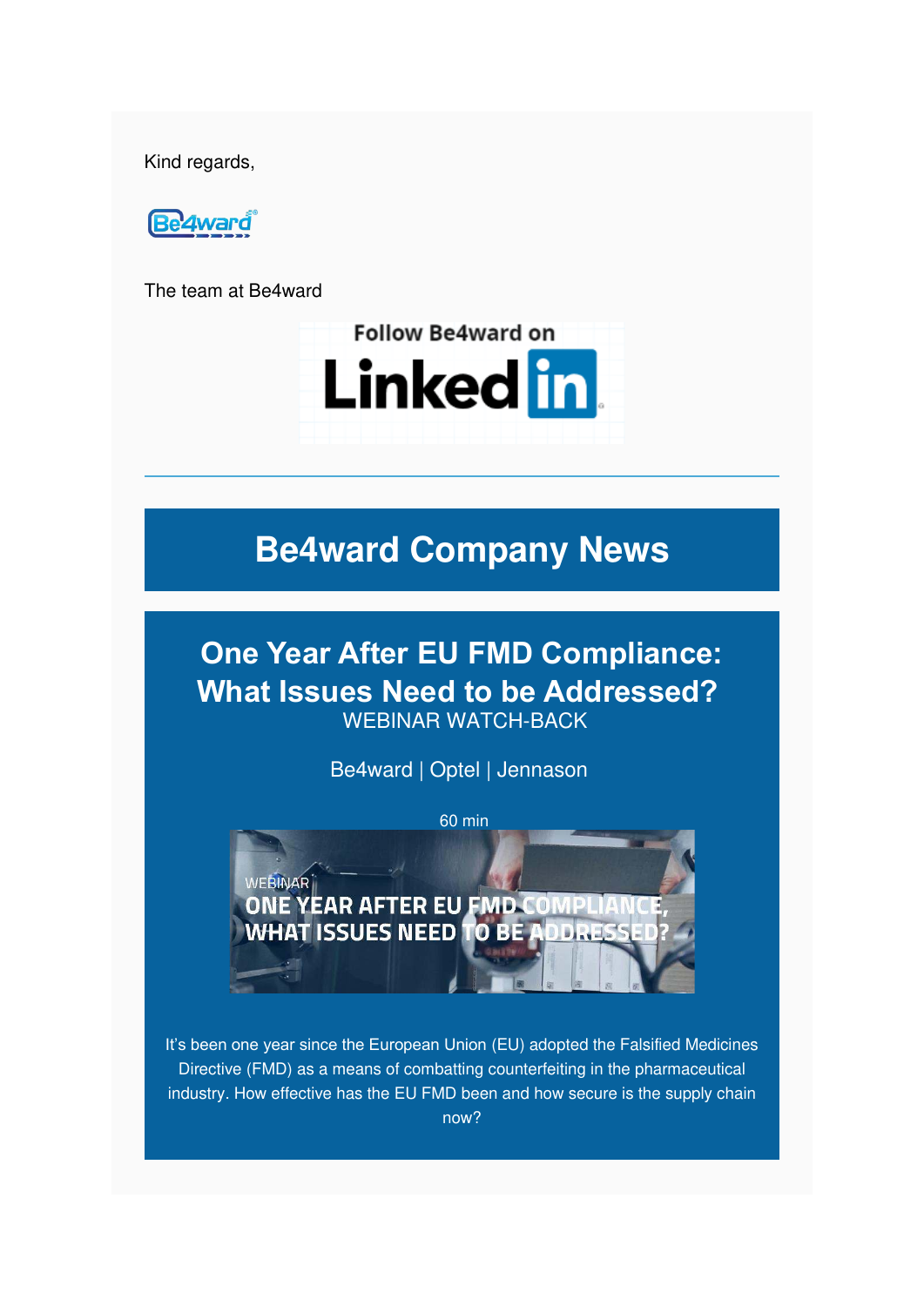Kind regards,

The team at Be4ward

Follow Be4ward on LinkedIn

---

# Be4ward Company News

## One Year After EU FMD Compliance: What Issues Need to be Addressed?

WEBINAR WATCH-BACK

Be4ward | Optel | Jennason

60 min

WEBINAR
ONE YEAR AFTER EU FMD COMPLIANCE, WHAT ISSUES NEED TO BE ADDRESSED?

It's been one year since the European Union (EU) adopted the Falsified Medicines Directive (FMD) as a means of combatting counterfeiting in the pharmaceutical industry. How effective has the EU FMD been and how secure is the supply chain now?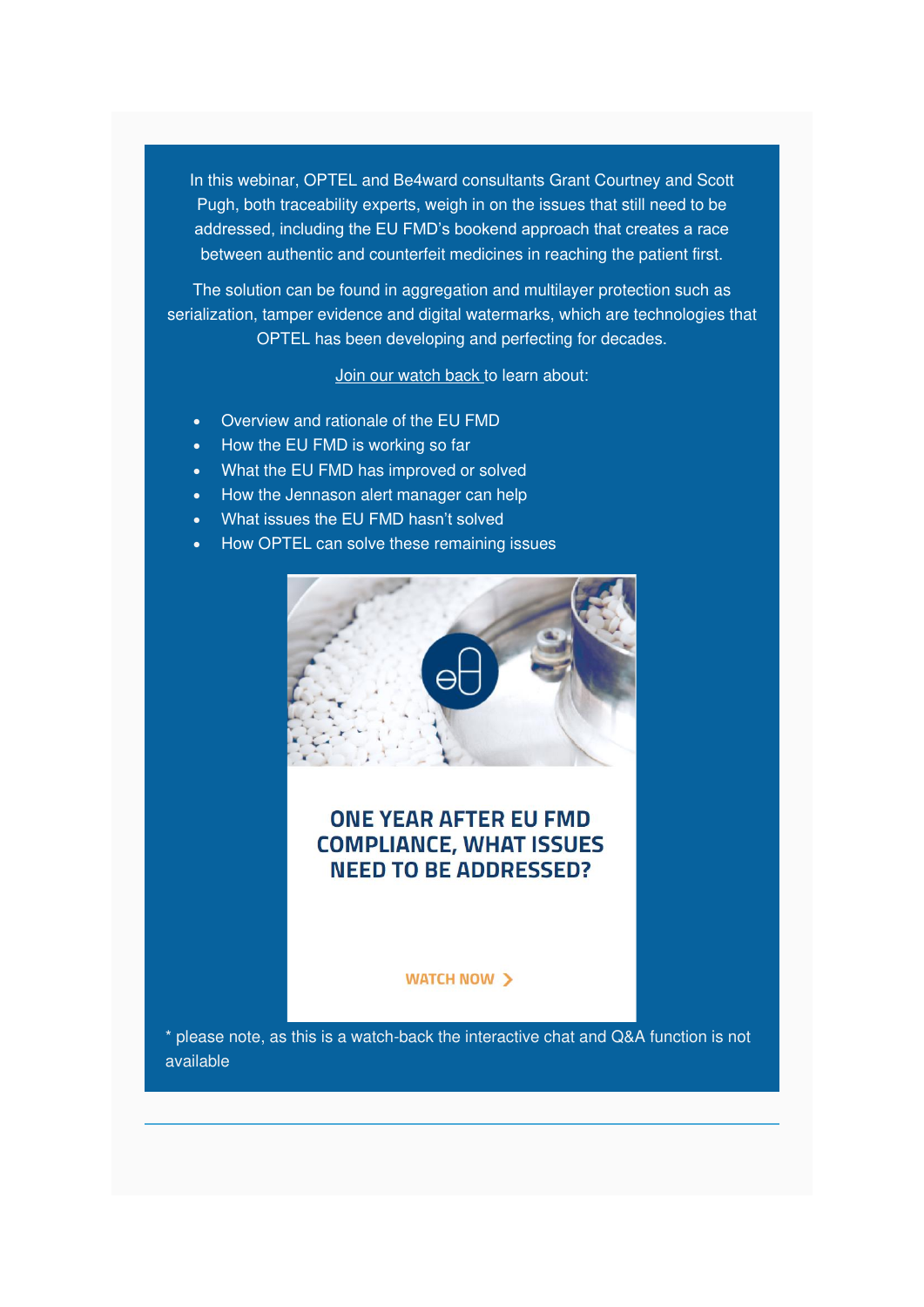In this webinar, OPTEL and Be4ward consultants Grant Courtney and Scott Pugh, both traceability experts, weigh in on the issues that still need to be addressed, including the EU FMD's bookend approach that creates a race between authentic and counterfeit medicines in reaching the patient first.

The solution can be found in aggregation and multilayer protection such as serialization, tamper evidence and digital watermarks, which are technologies that OPTEL has been developing and perfecting for decades.

Join our watch back to learn about:

- Overview and rationale of the EU FMD
- How the EU FMD is working so far
- What the EU FMD has improved or solved
- How the Jennason alert manager can help
- What issues the EU FMD hasn't solved
- How OPTEL can solve these remaining issues

**ONE YEAR AFTER EU FMD COMPLIANCE, WHAT ISSUES NEED TO BE ADDRESSED?**

WATCH NOW >

* please note, as this is a watch-back the interactive chat and Q&A function is not available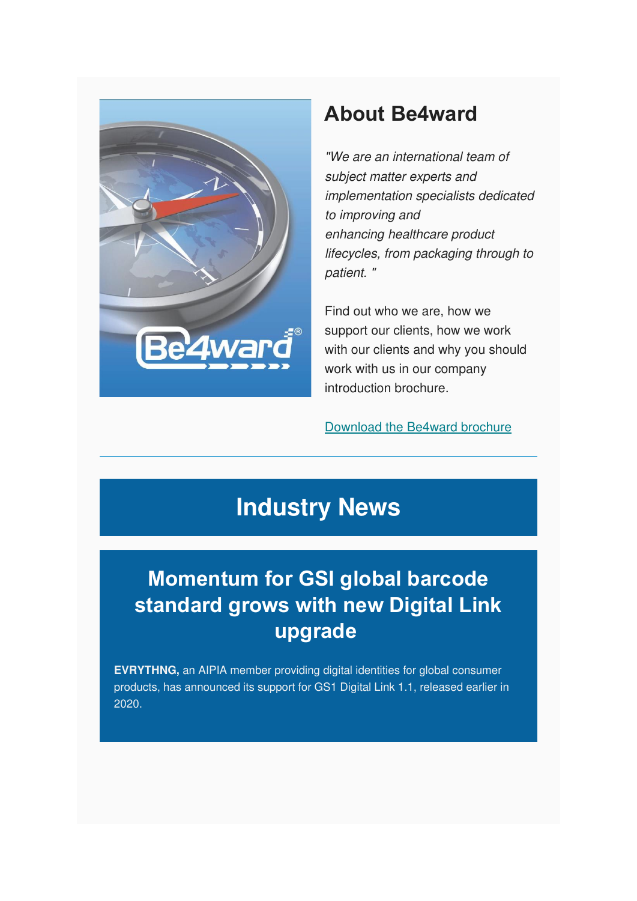## About Be4ward

*"We are an international team of subject matter experts and implementation specialists dedicated to improving and enhancing healthcare product lifecycles, from packaging through to patient. "*

Find out who we are, how we support our clients, how we work with our clients and why you should work with us in our company introduction brochure.

Download the Be4ward brochure

---

# Industry News

## Momentum for GSI global barcode standard grows with new Digital Link upgrade

**EVRYTHNG,** an AIPIA member providing digital identities for global consumer products, has announced its support for GS1 Digital Link 1.1, released earlier in 2020.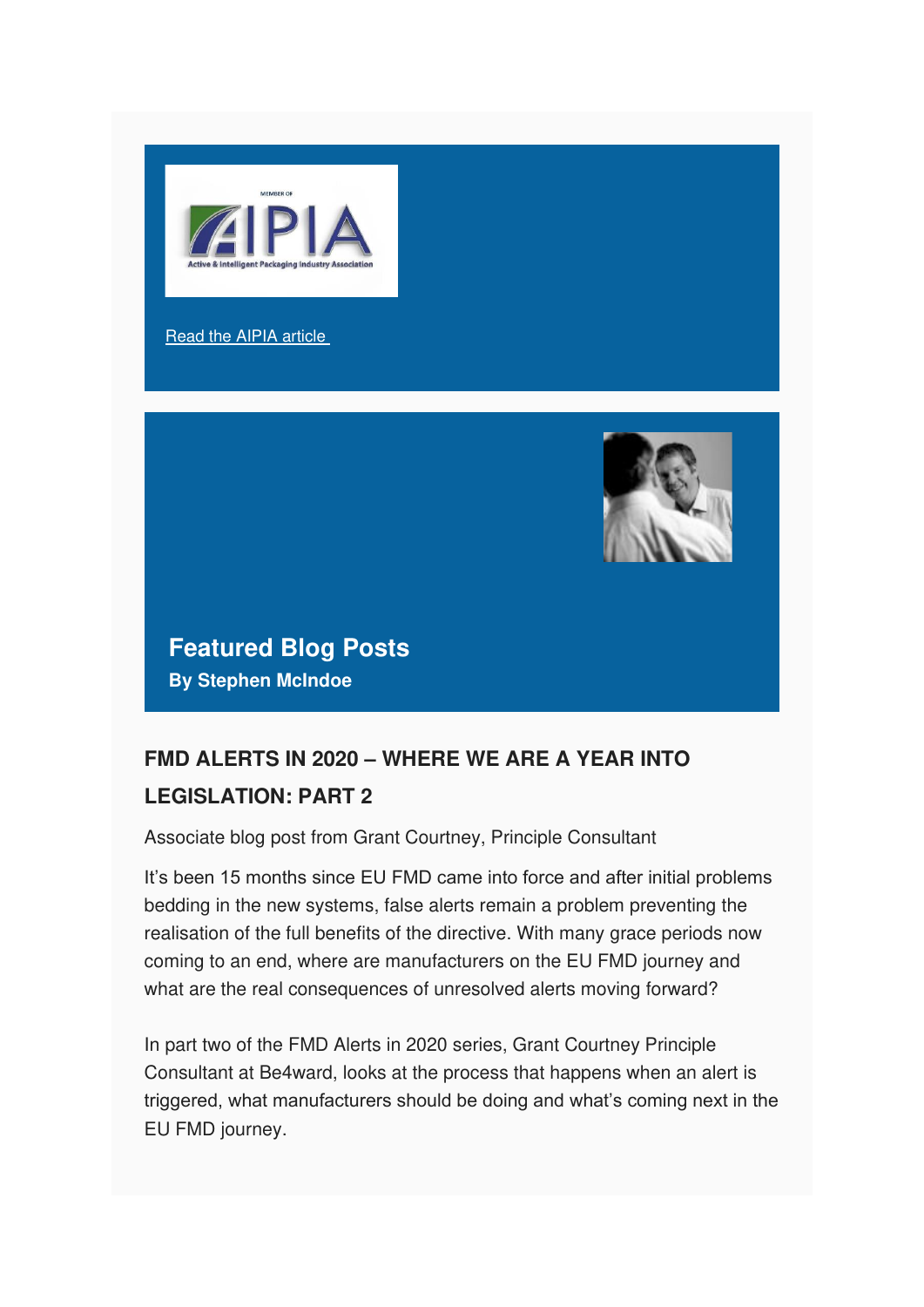Read the AIPIA article

## Featured Blog Posts

**By Stephen McIndoe**

### FMD ALERTS IN 2020 – WHERE WE ARE A YEAR INTO LEGISLATION: PART 2

Associate blog post from Grant Courtney, Principle Consultant

It's been 15 months since EU FMD came into force and after initial problems bedding in the new systems, false alerts remain a problem preventing the realisation of the full benefits of the directive. With many grace periods now coming to an end, where are manufacturers on the EU FMD journey and what are the real consequences of unresolved alerts moving forward?

In part two of the FMD Alerts in 2020 series, Grant Courtney Principle Consultant at Be4ward, looks at the process that happens when an alert is triggered, what manufacturers should be doing and what's coming next in the EU FMD journey.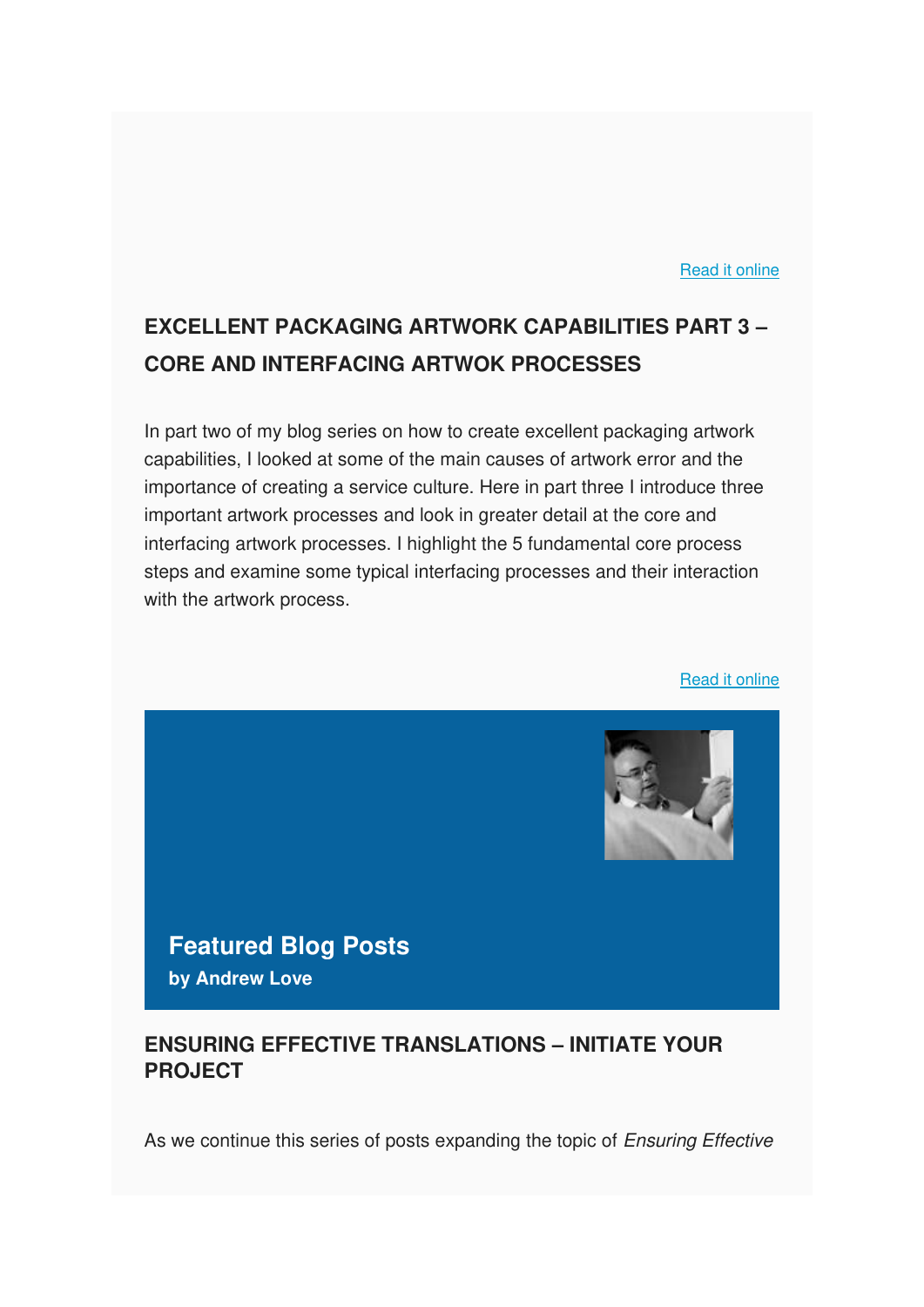Read it online

## EXCELLENT PACKAGING ARTWORK CAPABILITIES PART 3 – CORE AND INTERFACING ARTWOK PROCESSES

In part two of my blog series on how to create excellent packaging artwork capabilities, I looked at some of the main causes of artwork error and the importance of creating a service culture. Here in part three I introduce three important artwork processes and look in greater detail at the core and interfacing artwork processes. I highlight the 5 fundamental core process steps and examine some typical interfacing processes and their interaction with the artwork process.

Read it online

## Featured Blog Posts

**by Andrew Love**

## ENSURING EFFECTIVE TRANSLATIONS – INITIATE YOUR PROJECT

As we continue this series of posts expanding the topic of *Ensuring Effective*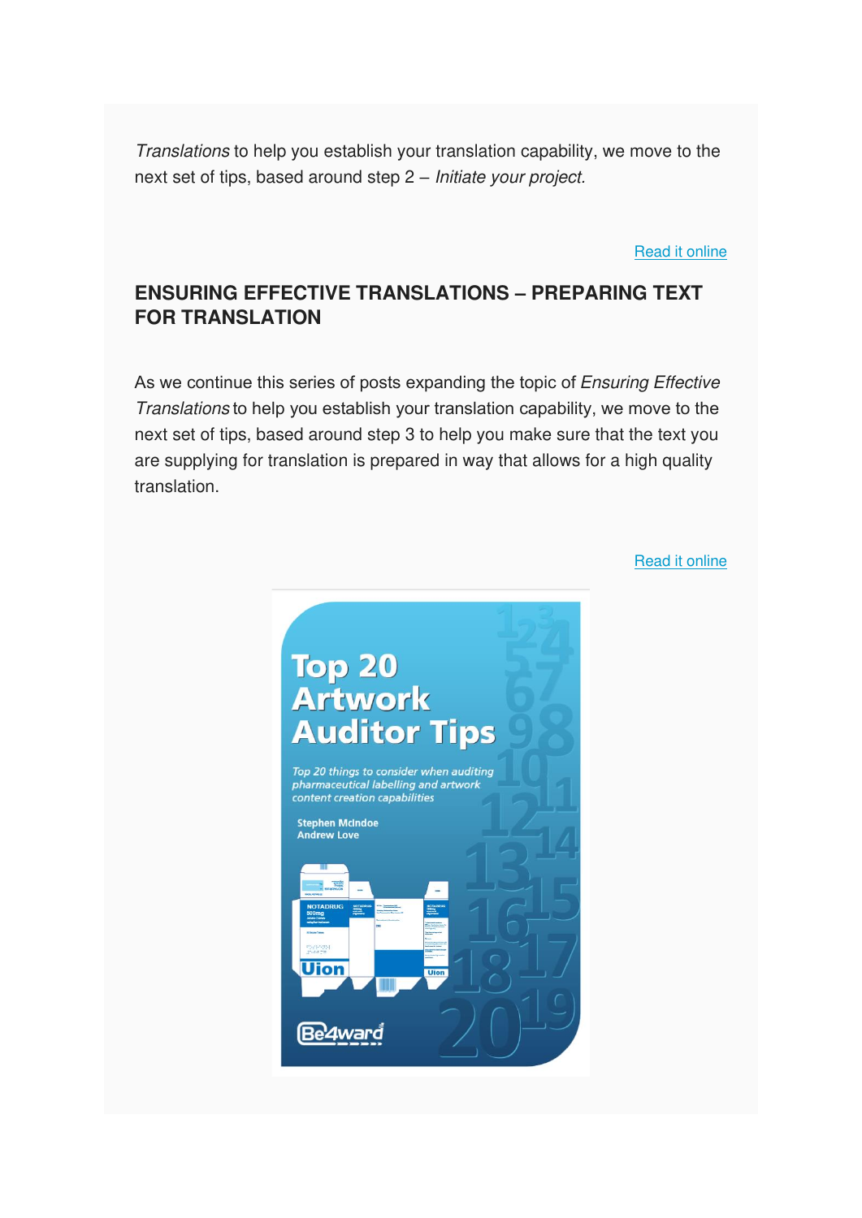*Translations* to help you establish your translation capability, we move to the next set of tips, based around step 2 – *Initiate your project.*

Read it online

## ENSURING EFFECTIVE TRANSLATIONS – PREPARING TEXT FOR TRANSLATION

As we continue this series of posts expanding the topic of *Ensuring Effective Translations* to help you establish your translation capability, we move to the next set of tips, based around step 3 to help you make sure that the text you are supplying for translation is prepared in way that allows for a high quality translation.

Read it online

Top 20 Artwork Auditor Tips

*Top 20 things to consider when auditing pharmaceutical labelling and artwork content creation capabilities*

Stephen McIndoe
Andrew Love

Be4ward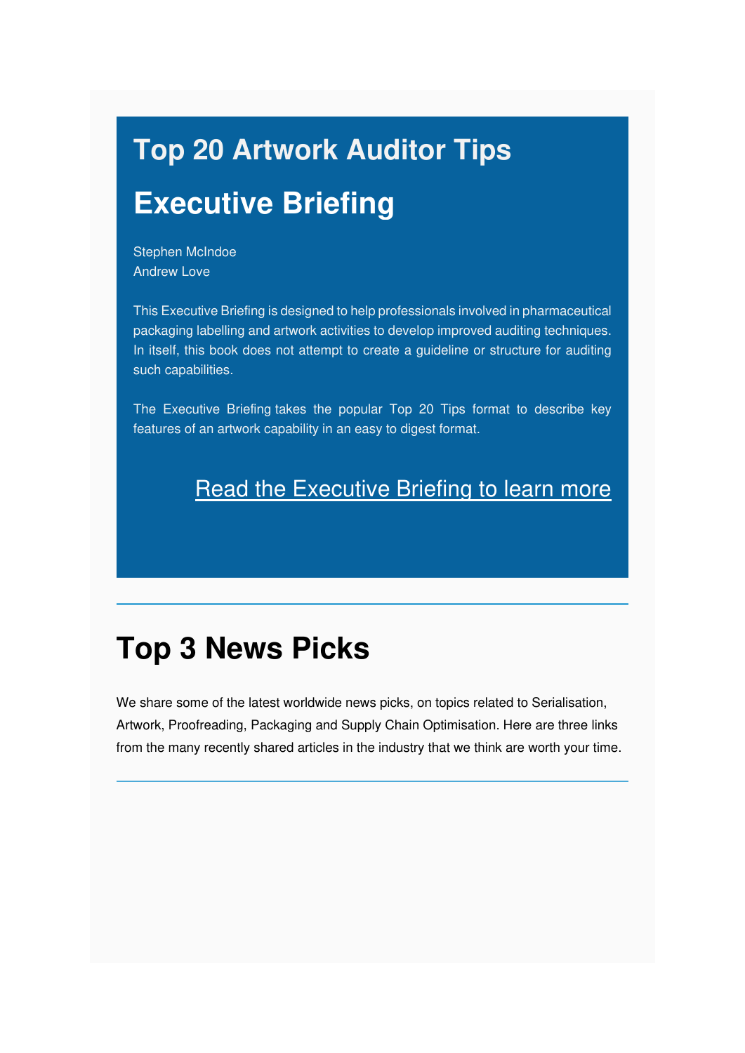# Top 20 Artwork Auditor Tips

# Executive Briefing

Stephen McIndoe
Andrew Love

This Executive Briefing is designed to help professionals involved in pharmaceutical packaging labelling and artwork activities to develop improved auditing techniques. In itself, this book does not attempt to create a guideline or structure for auditing such capabilities.

The Executive Briefing takes the popular Top 20 Tips format to describe key features of an artwork capability in an easy to digest format.

Read the Executive Briefing to learn more

---

# Top 3 News Picks

We share some of the latest worldwide news picks, on topics related to Serialisation, Artwork, Proofreading, Packaging and Supply Chain Optimisation. Here are three links from the many recently shared articles in the industry that we think are worth your time.

---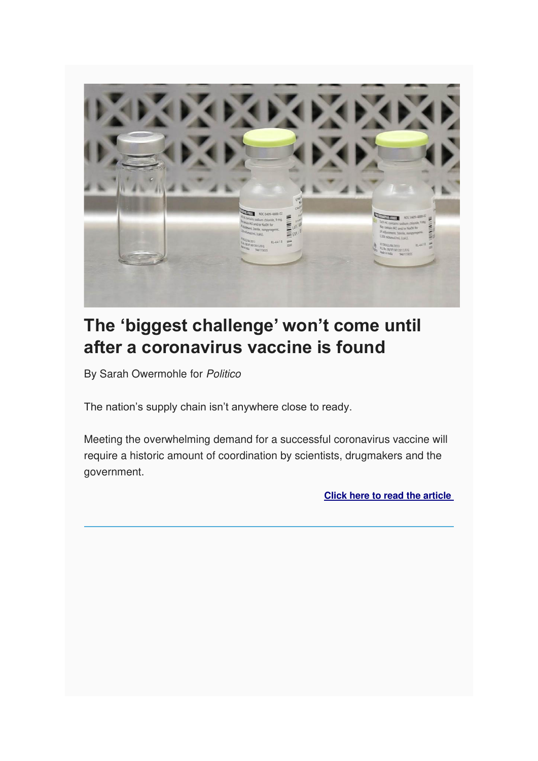# The 'biggest challenge' won't come until after a coronavirus vaccine is found

By Sarah Owermohle for *Politico*

The nation's supply chain isn't anywhere close to ready.

Meeting the overwhelming demand for a successful coronavirus vaccine will require a historic amount of coordination by scientists, drugmakers and the government.

**Click here to read the article**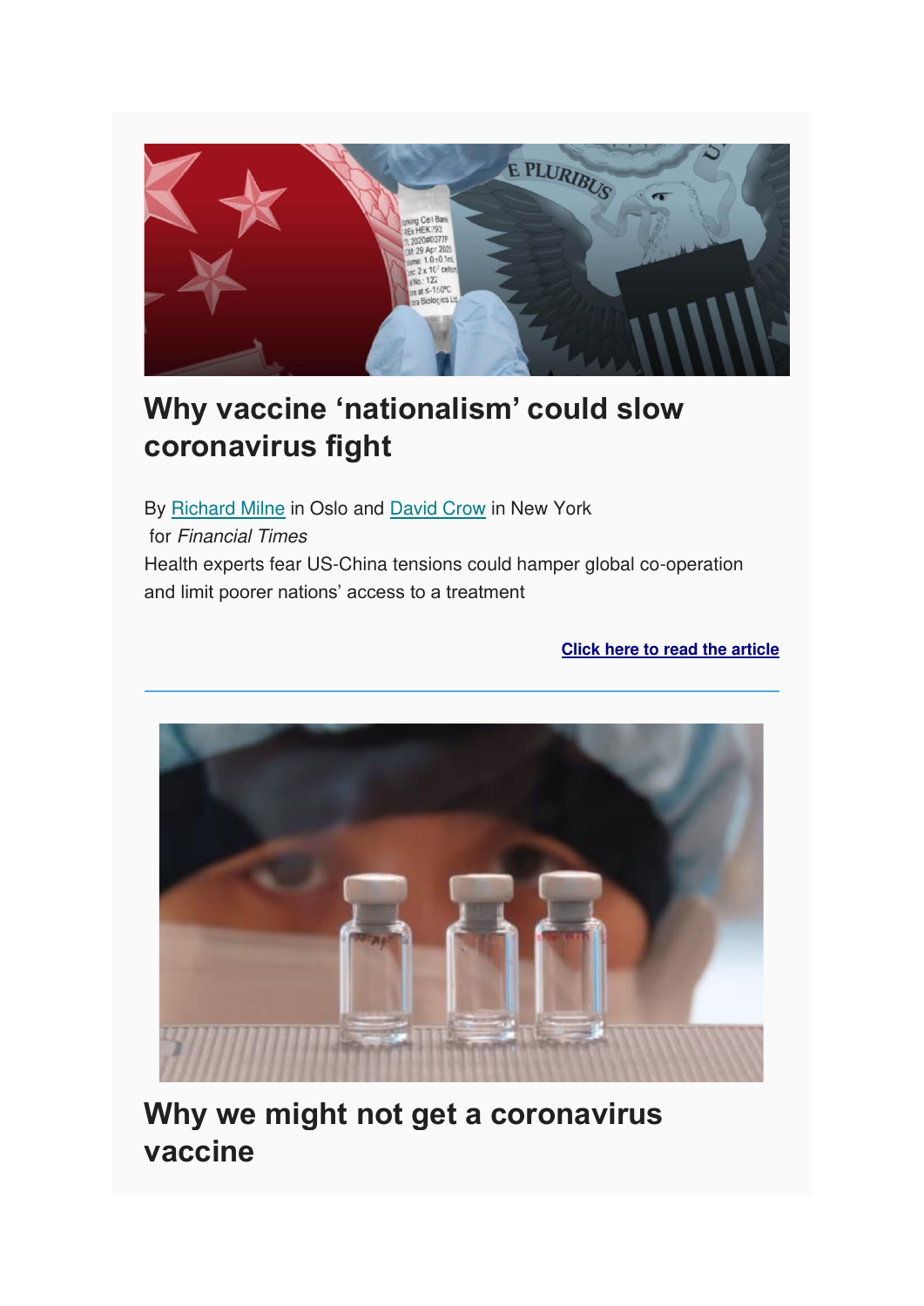## Why vaccine 'nationalism' could slow coronavirus fight

By Richard Milne in Oslo and David Crow in New York
for *Financial Times*
Health experts fear US-China tensions could hamper global co-operation and limit poorer nations' access to a treatment

**Click here to read the article**

---

## Why we might not get a coronavirus vaccine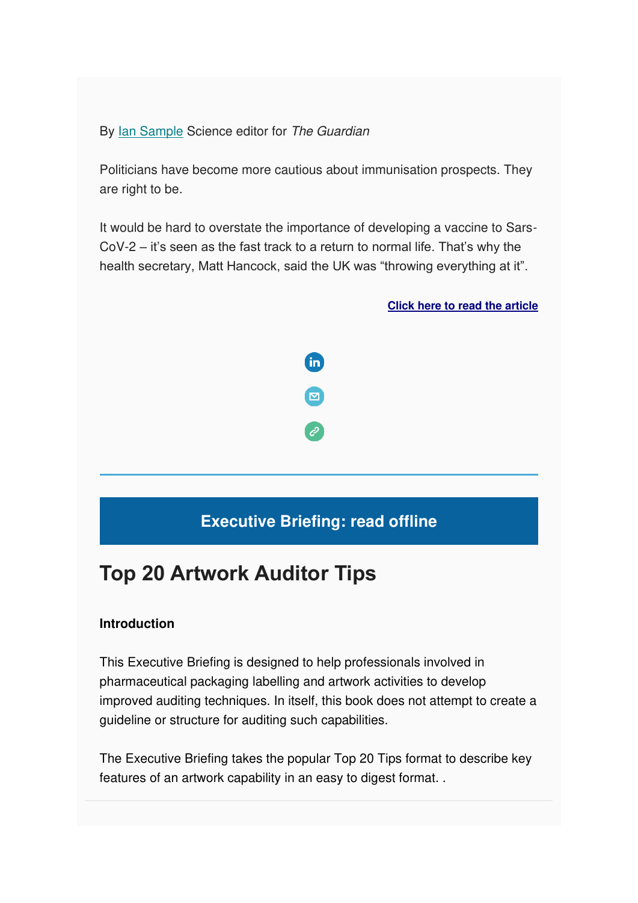By Ian Sample Science editor for *The Guardian*

Politicians have become more cautious about immunisation prospects. They are right to be.

It would be hard to overstate the importance of developing a vaccine to Sars-CoV-2 – it's seen as the fast track to a return to normal life. That's why the health secretary, Matt Hancock, said the UK was "throwing everything at it".

**Click here to read the article**

---

**Executive Briefing: read offline**

## Top 20 Artwork Auditor Tips

**Introduction**

This Executive Briefing is designed to help professionals involved in pharmaceutical packaging labelling and artwork activities to develop improved auditing techniques. In itself, this book does not attempt to create a guideline or structure for auditing such capabilities.

The Executive Briefing takes the popular Top 20 Tips format to describe key features of an artwork capability in an easy to digest format. .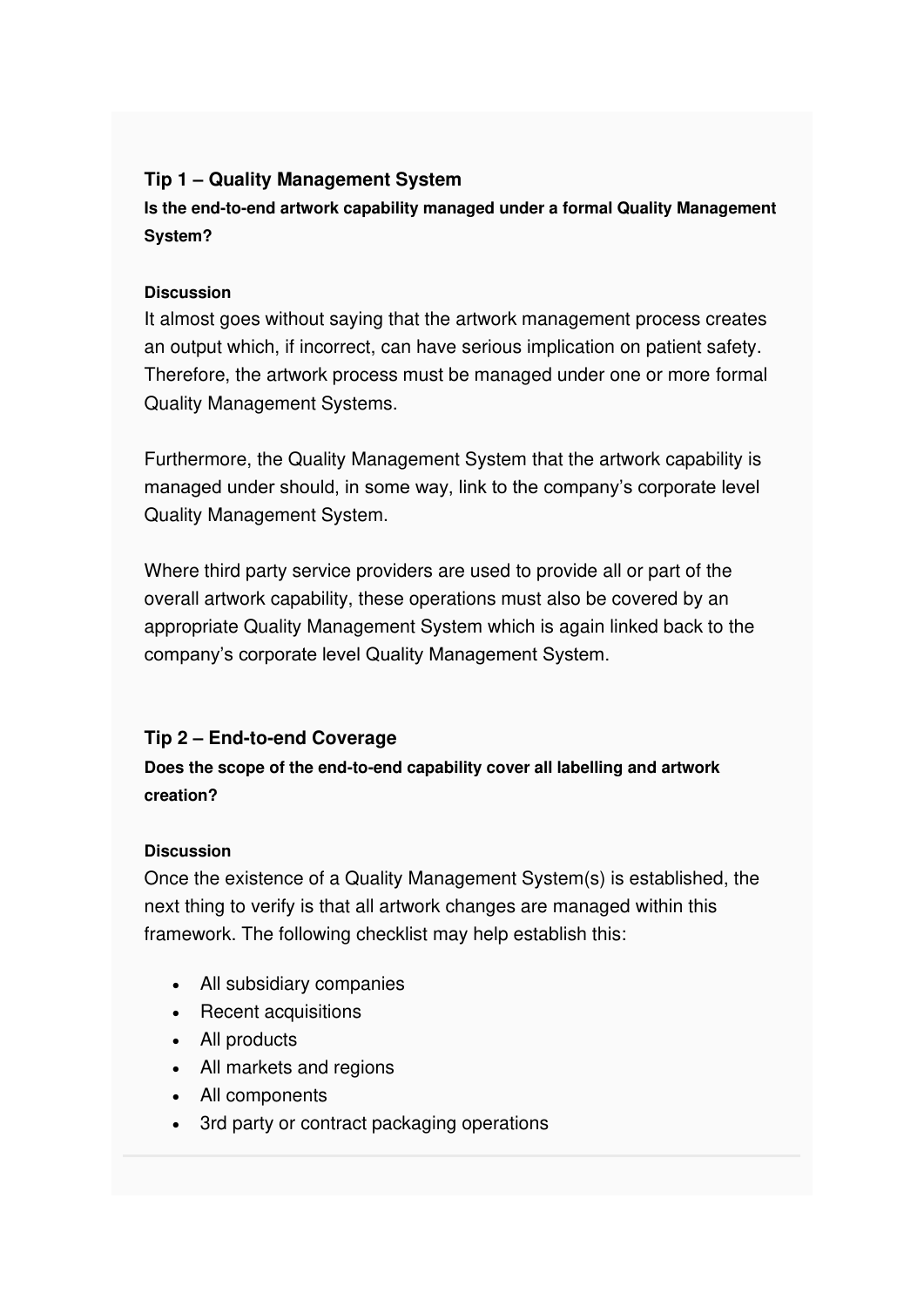### Tip 1 – Quality Management System

**Is the end-to-end artwork capability managed under a formal Quality Management System?**

**Discussion**

It almost goes without saying that the artwork management process creates an output which, if incorrect, can have serious implication on patient safety. Therefore, the artwork process must be managed under one or more formal Quality Management Systems.

Furthermore, the Quality Management System that the artwork capability is managed under should, in some way, link to the company's corporate level Quality Management System.

Where third party service providers are used to provide all or part of the overall artwork capability, these operations must also be covered by an appropriate Quality Management System which is again linked back to the company's corporate level Quality Management System.

### Tip 2 – End-to-end Coverage

**Does the scope of the end-to-end capability cover all labelling and artwork creation?**

**Discussion**

Once the existence of a Quality Management System(s) is established, the next thing to verify is that all artwork changes are managed within this framework. The following checklist may help establish this:

- All subsidiary companies
- Recent acquisitions
- All products
- All markets and regions
- All components
- 3rd party or contract packaging operations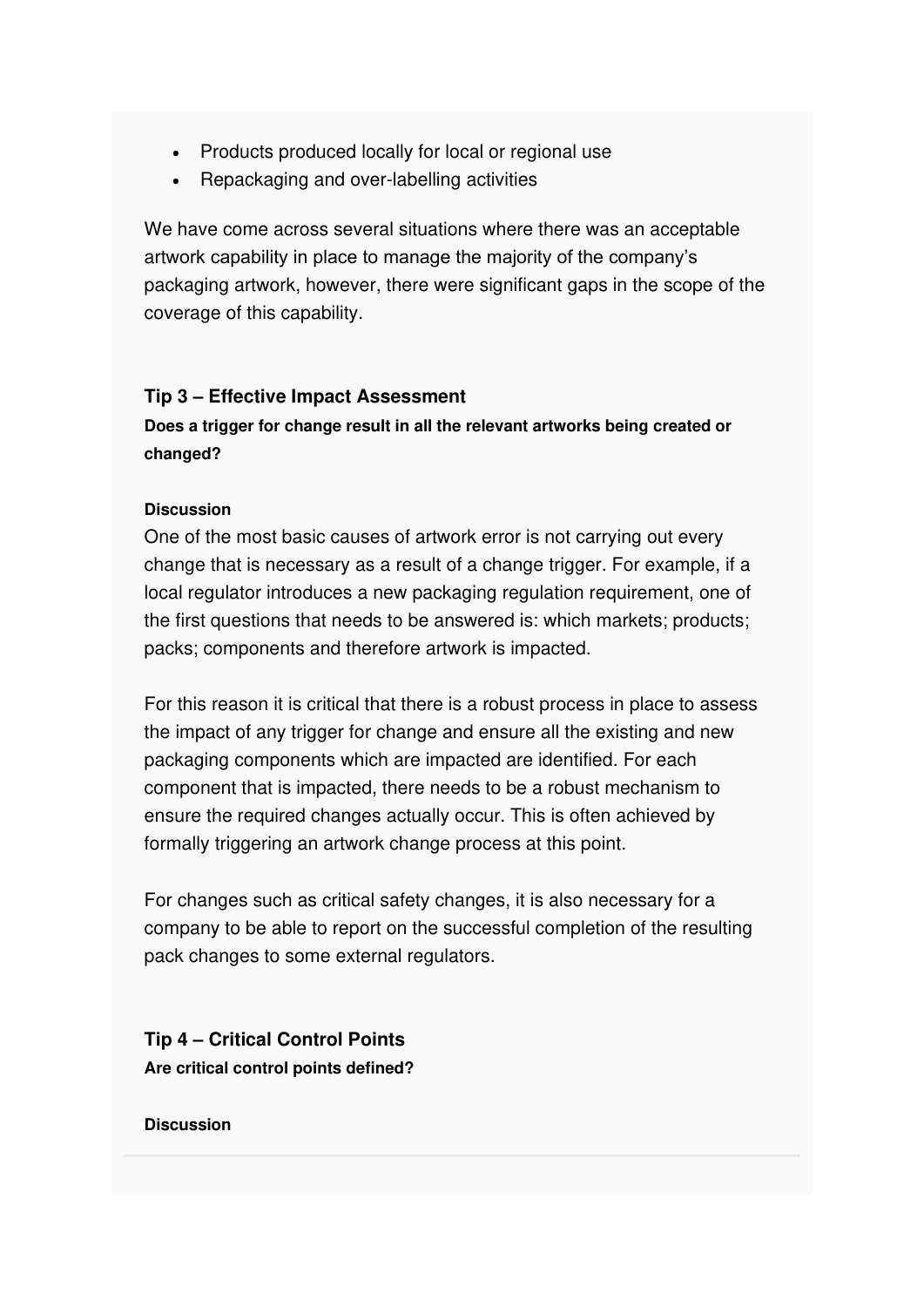- Products produced locally for local or regional use
- Repackaging and over-labelling activities

We have come across several situations where there was an acceptable artwork capability in place to manage the majority of the company's packaging artwork, however, there were significant gaps in the scope of the coverage of this capability.

### Tip 3 – Effective Impact Assessment

**Does a trigger for change result in all the relevant artworks being created or changed?**

**Discussion**

One of the most basic causes of artwork error is not carrying out every change that is necessary as a result of a change trigger. For example, if a local regulator introduces a new packaging regulation requirement, one of the first questions that needs to be answered is: which markets; products; packs; components and therefore artwork is impacted.

For this reason it is critical that there is a robust process in place to assess the impact of any trigger for change and ensure all the existing and new packaging components which are impacted are identified. For each component that is impacted, there needs to be a robust mechanism to ensure the required changes actually occur. This is often achieved by formally triggering an artwork change process at this point.

For changes such as critical safety changes, it is also necessary for a company to be able to report on the successful completion of the resulting pack changes to some external regulators.

### Tip 4 – Critical Control Points

**Are critical control points defined?**

**Discussion**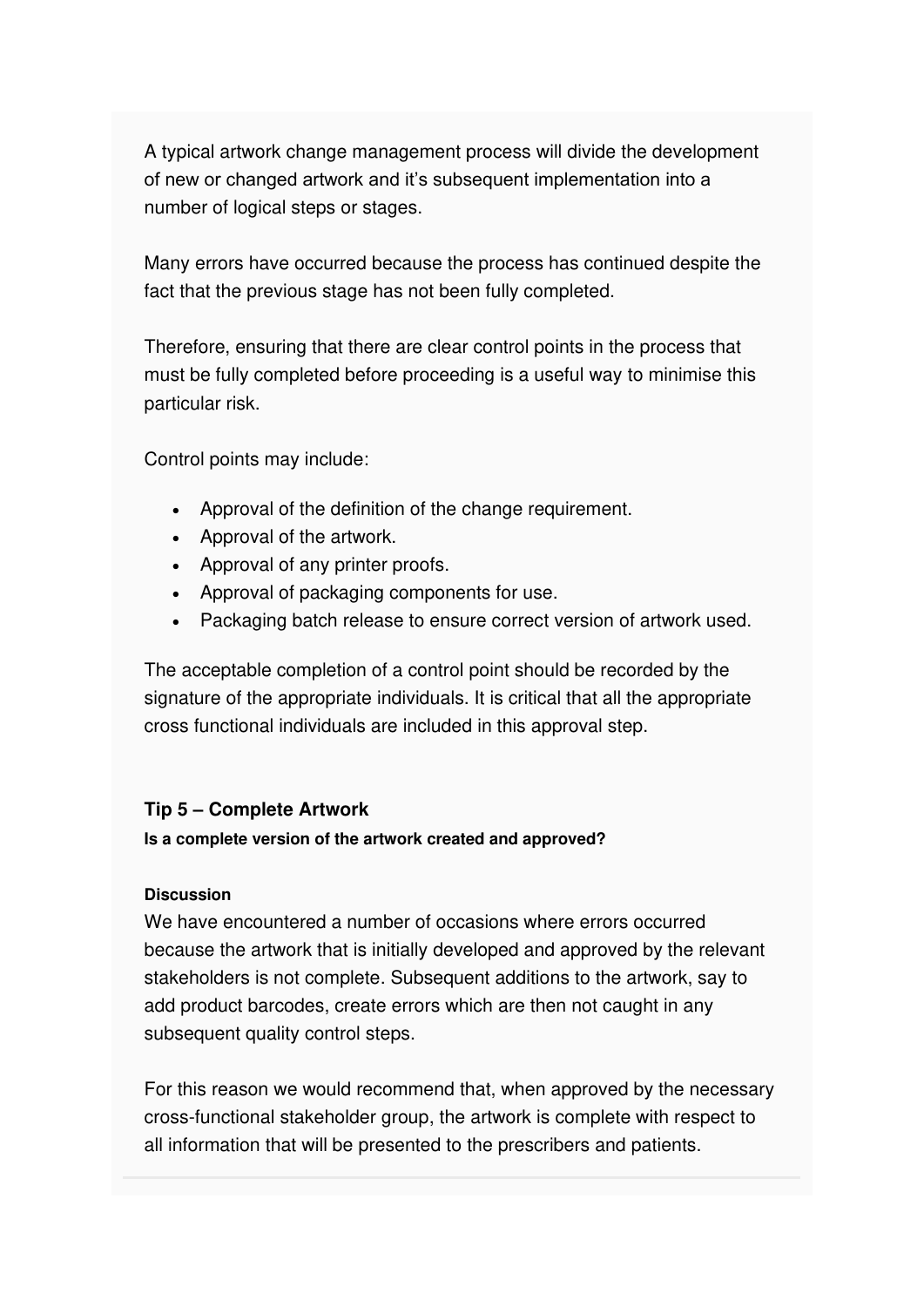A typical artwork change management process will divide the development of new or changed artwork and it's subsequent implementation into a number of logical steps or stages.

Many errors have occurred because the process has continued despite the fact that the previous stage has not been fully completed.

Therefore, ensuring that there are clear control points in the process that must be fully completed before proceeding is a useful way to minimise this particular risk.

Control points may include:

- Approval of the definition of the change requirement.
- Approval of the artwork.
- Approval of any printer proofs.
- Approval of packaging components for use.
- Packaging batch release to ensure correct version of artwork used.

The acceptable completion of a control point should be recorded by the signature of the appropriate individuals. It is critical that all the appropriate cross functional individuals are included in this approval step.

### Tip 5 – Complete Artwork

**Is a complete version of the artwork created and approved?**

**Discussion**

We have encountered a number of occasions where errors occurred because the artwork that is initially developed and approved by the relevant stakeholders is not complete. Subsequent additions to the artwork, say to add product barcodes, create errors which are then not caught in any subsequent quality control steps.

For this reason we would recommend that, when approved by the necessary cross-functional stakeholder group, the artwork is complete with respect to all information that will be presented to the prescribers and patients.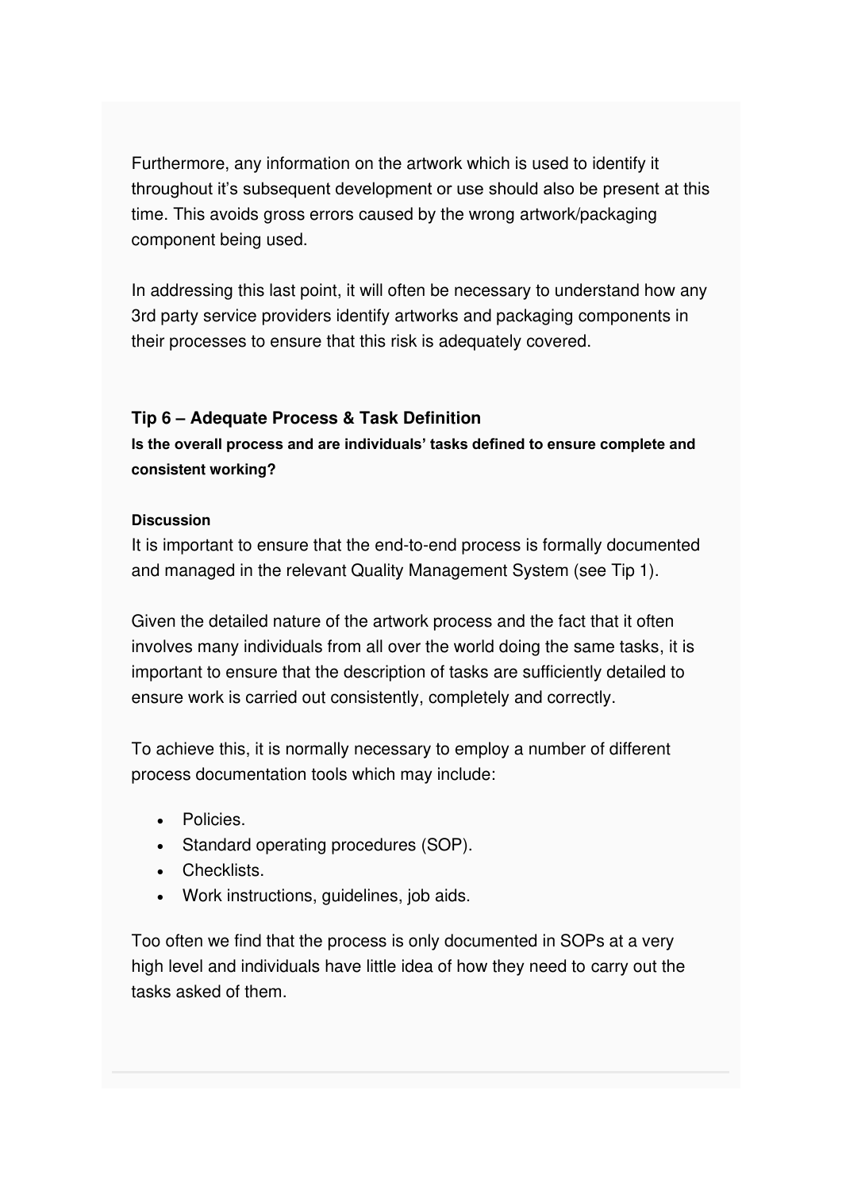Furthermore, any information on the artwork which is used to identify it throughout it's subsequent development or use should also be present at this time. This avoids gross errors caused by the wrong artwork/packaging component being used.

In addressing this last point, it will often be necessary to understand how any 3rd party service providers identify artworks and packaging components in their processes to ensure that this risk is adequately covered.

### Tip 6 – Adequate Process & Task Definition

**Is the overall process and are individuals' tasks defined to ensure complete and consistent working?**

**Discussion**

It is important to ensure that the end-to-end process is formally documented and managed in the relevant Quality Management System (see Tip 1).

Given the detailed nature of the artwork process and the fact that it often involves many individuals from all over the world doing the same tasks, it is important to ensure that the description of tasks are sufficiently detailed to ensure work is carried out consistently, completely and correctly.

To achieve this, it is normally necessary to employ a number of different process documentation tools which may include:

- Policies.
- Standard operating procedures (SOP).
- Checklists.
- Work instructions, guidelines, job aids.

Too often we find that the process is only documented in SOPs at a very high level and individuals have little idea of how they need to carry out the tasks asked of them.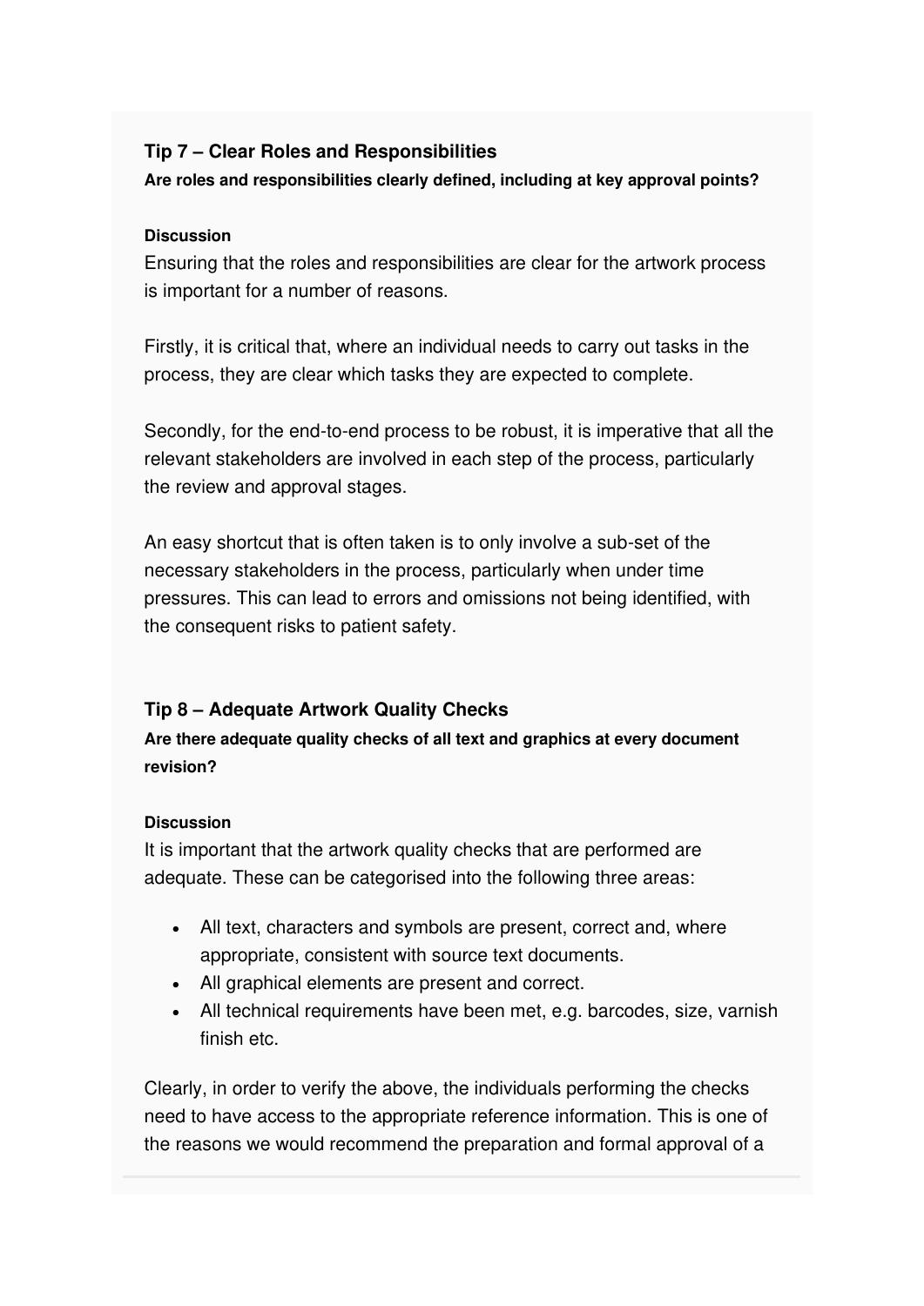### Tip 7 – Clear Roles and Responsibilities

**Are roles and responsibilities clearly defined, including at key approval points?**

**Discussion**

Ensuring that the roles and responsibilities are clear for the artwork process is important for a number of reasons.

Firstly, it is critical that, where an individual needs to carry out tasks in the process, they are clear which tasks they are expected to complete.

Secondly, for the end-to-end process to be robust, it is imperative that all the relevant stakeholders are involved in each step of the process, particularly the review and approval stages.

An easy shortcut that is often taken is to only involve a sub-set of the necessary stakeholders in the process, particularly when under time pressures. This can lead to errors and omissions not being identified, with the consequent risks to patient safety.

### Tip 8 – Adequate Artwork Quality Checks

**Are there adequate quality checks of all text and graphics at every document revision?**

**Discussion**

It is important that the artwork quality checks that are performed are adequate. These can be categorised into the following three areas:

- All text, characters and symbols are present, correct and, where appropriate, consistent with source text documents.
- All graphical elements are present and correct.
- All technical requirements have been met, e.g. barcodes, size, varnish finish etc.

Clearly, in order to verify the above, the individuals performing the checks need to have access to the appropriate reference information. This is one of the reasons we would recommend the preparation and formal approval of a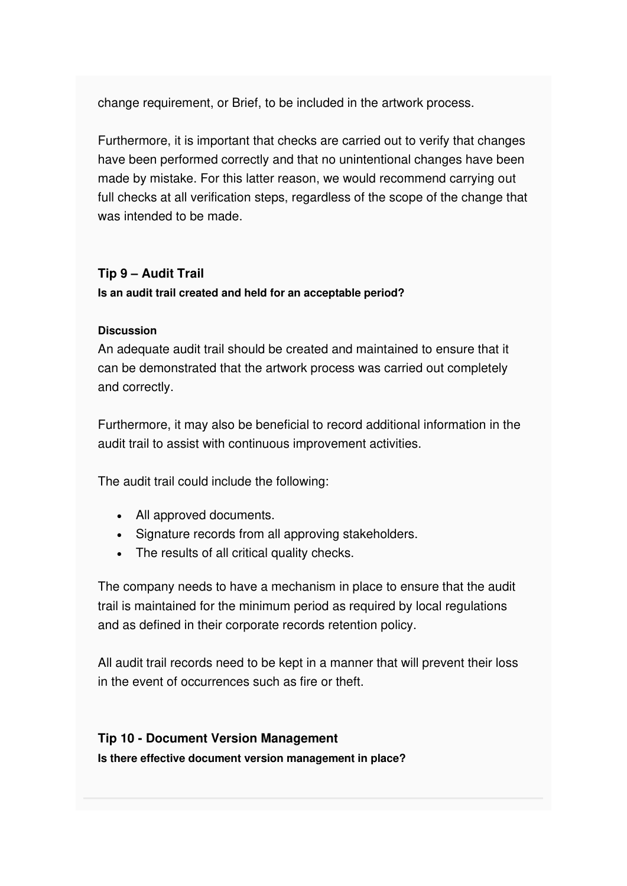change requirement, or Brief, to be included in the artwork process.

Furthermore, it is important that checks are carried out to verify that changes have been performed correctly and that no unintentional changes have been made by mistake. For this latter reason, we would recommend carrying out full checks at all verification steps, regardless of the scope of the change that was intended to be made.

### Tip 9 – Audit Trail

**Is an audit trail created and held for an acceptable period?**

**Discussion**

An adequate audit trail should be created and maintained to ensure that it can be demonstrated that the artwork process was carried out completely and correctly.

Furthermore, it may also be beneficial to record additional information in the audit trail to assist with continuous improvement activities.

The audit trail could include the following:

- All approved documents.
- Signature records from all approving stakeholders.
- The results of all critical quality checks.

The company needs to have a mechanism in place to ensure that the audit trail is maintained for the minimum period as required by local regulations and as defined in their corporate records retention policy.

All audit trail records need to be kept in a manner that will prevent their loss in the event of occurrences such as fire or theft.

### Tip 10 - Document Version Management

**Is there effective document version management in place?**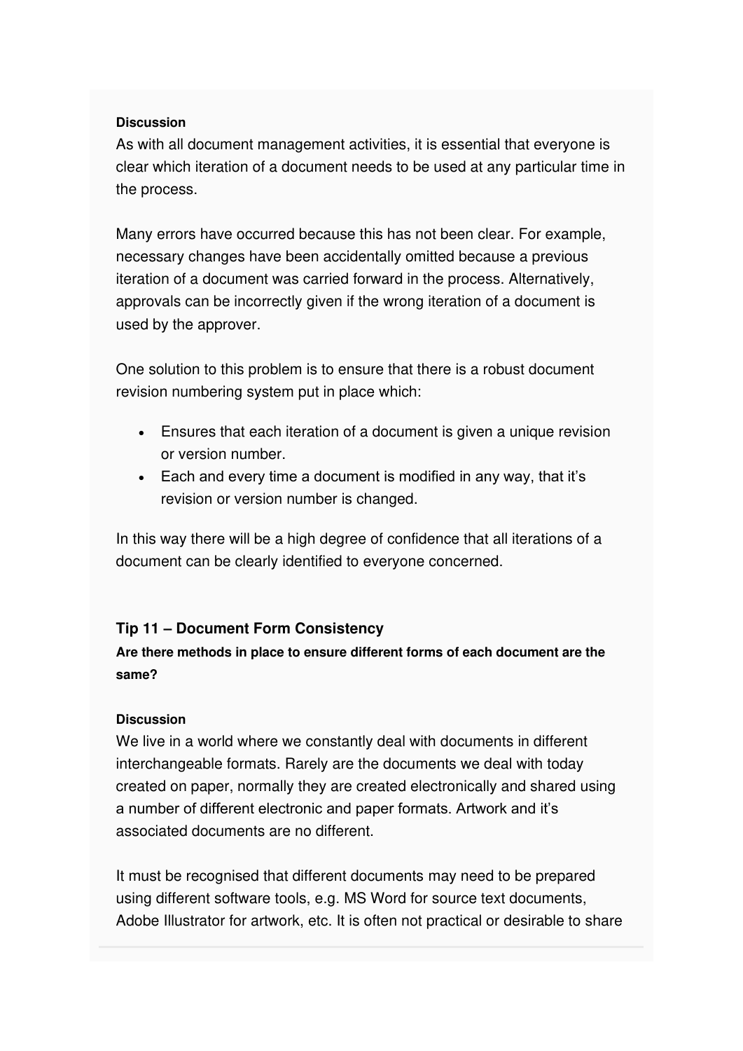**Discussion**

As with all document management activities, it is essential that everyone is clear which iteration of a document needs to be used at any particular time in the process.

Many errors have occurred because this has not been clear. For example, necessary changes have been accidentally omitted because a previous iteration of a document was carried forward in the process. Alternatively, approvals can be incorrectly given if the wrong iteration of a document is used by the approver.

One solution to this problem is to ensure that there is a robust document revision numbering system put in place which:

- Ensures that each iteration of a document is given a unique revision or version number.
- Each and every time a document is modified in any way, that it's revision or version number is changed.

In this way there will be a high degree of confidence that all iterations of a document can be clearly identified to everyone concerned.

### Tip 11 – Document Form Consistency

**Are there methods in place to ensure different forms of each document are the same?**

**Discussion**

We live in a world where we constantly deal with documents in different interchangeable formats. Rarely are the documents we deal with today created on paper, normally they are created electronically and shared using a number of different electronic and paper formats. Artwork and it's associated documents are no different.

It must be recognised that different documents may need to be prepared using different software tools, e.g. MS Word for source text documents, Adobe Illustrator for artwork, etc. It is often not practical or desirable to share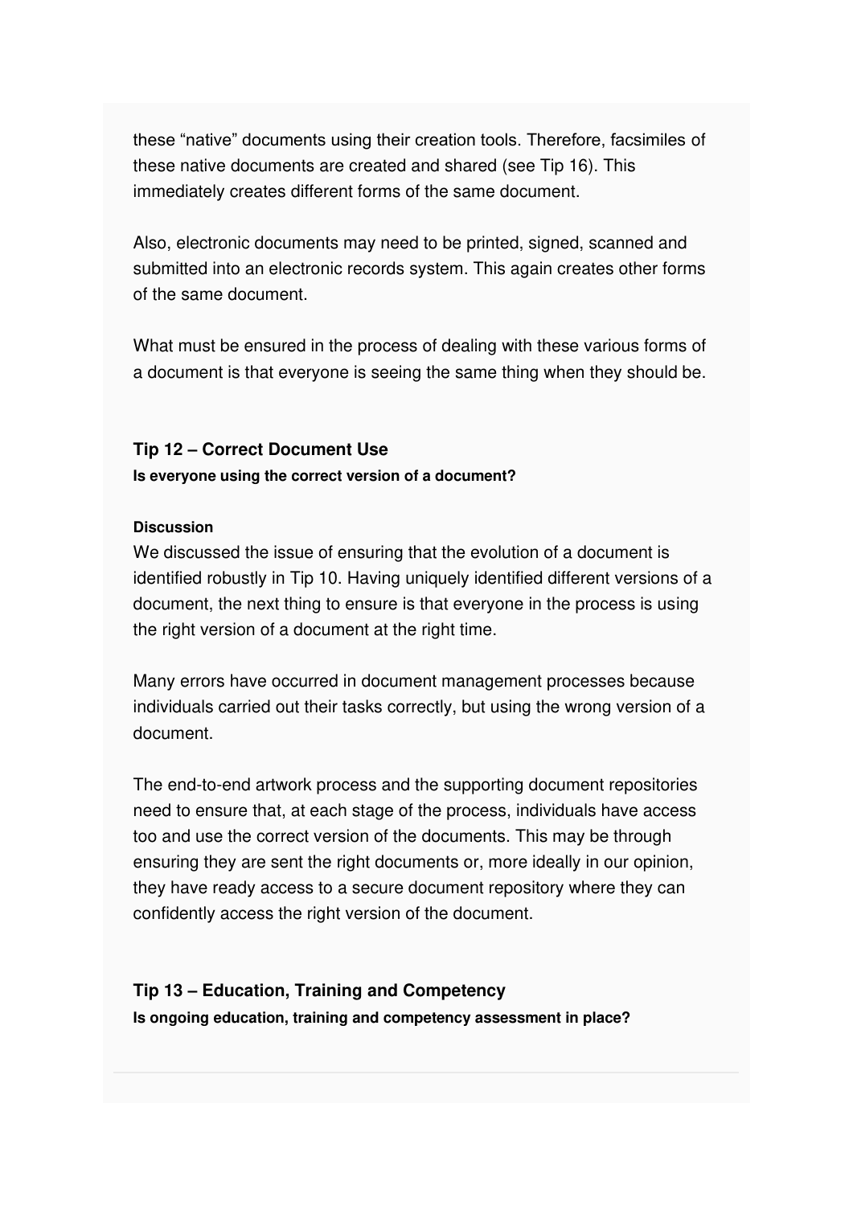these “native” documents using their creation tools. Therefore, facsimiles of these native documents are created and shared (see Tip 16). This immediately creates different forms of the same document.

Also, electronic documents may need to be printed, signed, scanned and submitted into an electronic records system. This again creates other forms of the same document.

What must be ensured in the process of dealing with these various forms of a document is that everyone is seeing the same thing when they should be.

### Tip 12 – Correct Document Use

**Is everyone using the correct version of a document?**

**Discussion**

We discussed the issue of ensuring that the evolution of a document is identified robustly in Tip 10. Having uniquely identified different versions of a document, the next thing to ensure is that everyone in the process is using the right version of a document at the right time.

Many errors have occurred in document management processes because individuals carried out their tasks correctly, but using the wrong version of a document.

The end-to-end artwork process and the supporting document repositories need to ensure that, at each stage of the process, individuals have access too and use the correct version of the documents. This may be through ensuring they are sent the right documents or, more ideally in our opinion, they have ready access to a secure document repository where they can confidently access the right version of the document.

### Tip 13 – Education, Training and Competency

**Is ongoing education, training and competency assessment in place?**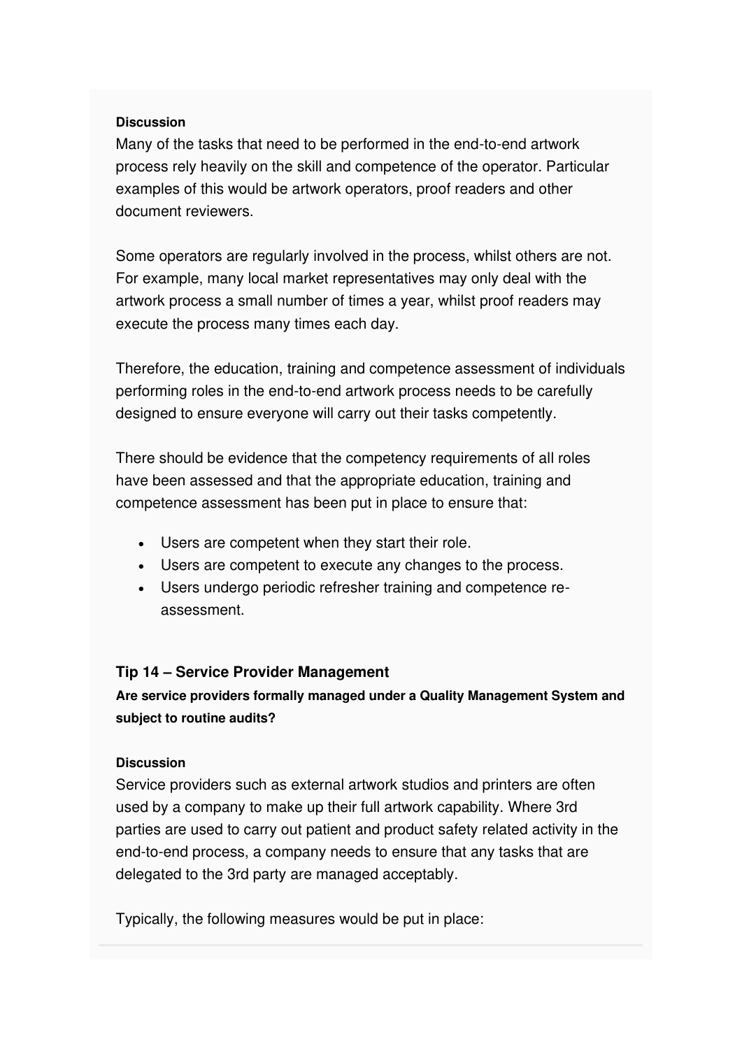**Discussion**

Many of the tasks that need to be performed in the end-to-end artwork process rely heavily on the skill and competence of the operator. Particular examples of this would be artwork operators, proof readers and other document reviewers.

Some operators are regularly involved in the process, whilst others are not. For example, many local market representatives may only deal with the artwork process a small number of times a year, whilst proof readers may execute the process many times each day.

Therefore, the education, training and competence assessment of individuals performing roles in the end-to-end artwork process needs to be carefully designed to ensure everyone will carry out their tasks competently.

There should be evidence that the competency requirements of all roles have been assessed and that the appropriate education, training and competence assessment has been put in place to ensure that:

- Users are competent when they start their role.
- Users are competent to execute any changes to the process.
- Users undergo periodic refresher training and competence re-assessment.

### Tip 14 – Service Provider Management

**Are service providers formally managed under a Quality Management System and subject to routine audits?**

**Discussion**

Service providers such as external artwork studios and printers are often used by a company to make up their full artwork capability. Where 3rd parties are used to carry out patient and product safety related activity in the end-to-end process, a company needs to ensure that any tasks that are delegated to the 3rd party are managed acceptably.

Typically, the following measures would be put in place: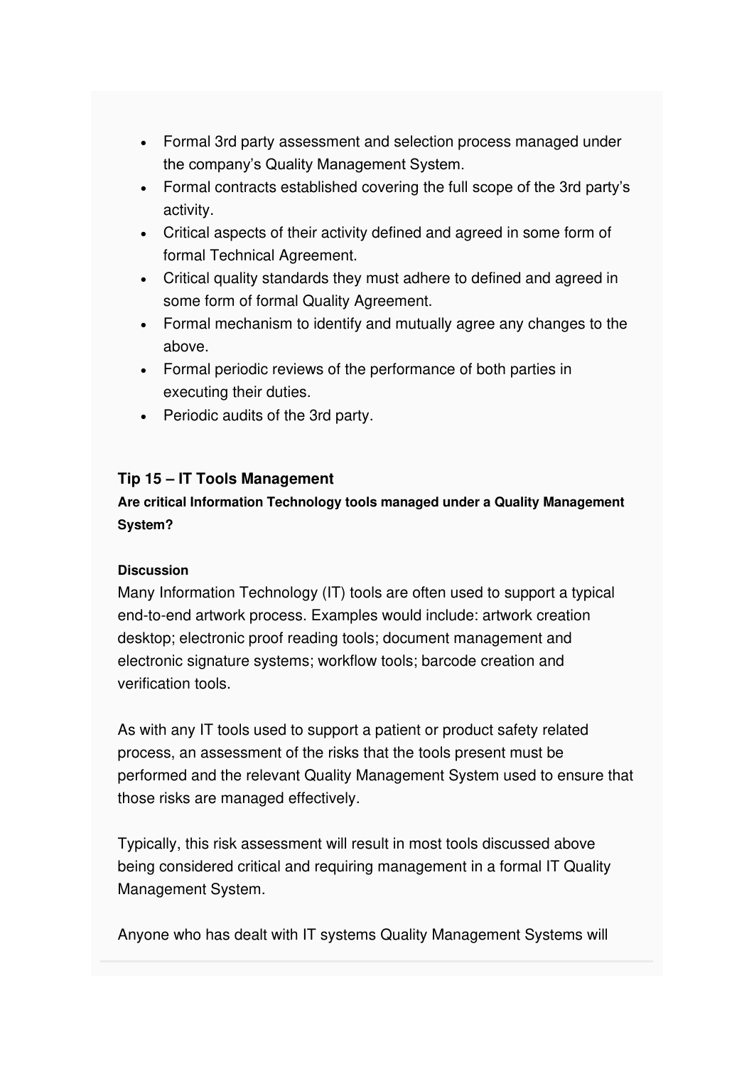- Formal 3rd party assessment and selection process managed under the company's Quality Management System.
- Formal contracts established covering the full scope of the 3rd party's activity.
- Critical aspects of their activity defined and agreed in some form of formal Technical Agreement.
- Critical quality standards they must adhere to defined and agreed in some form of formal Quality Agreement.
- Formal mechanism to identify and mutually agree any changes to the above.
- Formal periodic reviews of the performance of both parties in executing their duties.
- Periodic audits of the 3rd party.

### Tip 15 – IT Tools Management

**Are critical Information Technology tools managed under a Quality Management System?**

**Discussion**

Many Information Technology (IT) tools are often used to support a typical end-to-end artwork process. Examples would include: artwork creation desktop; electronic proof reading tools; document management and electronic signature systems; workflow tools; barcode creation and verification tools.

As with any IT tools used to support a patient or product safety related process, an assessment of the risks that the tools present must be performed and the relevant Quality Management System used to ensure that those risks are managed effectively.

Typically, this risk assessment will result in most tools discussed above being considered critical and requiring management in a formal IT Quality Management System.

Anyone who has dealt with IT systems Quality Management Systems will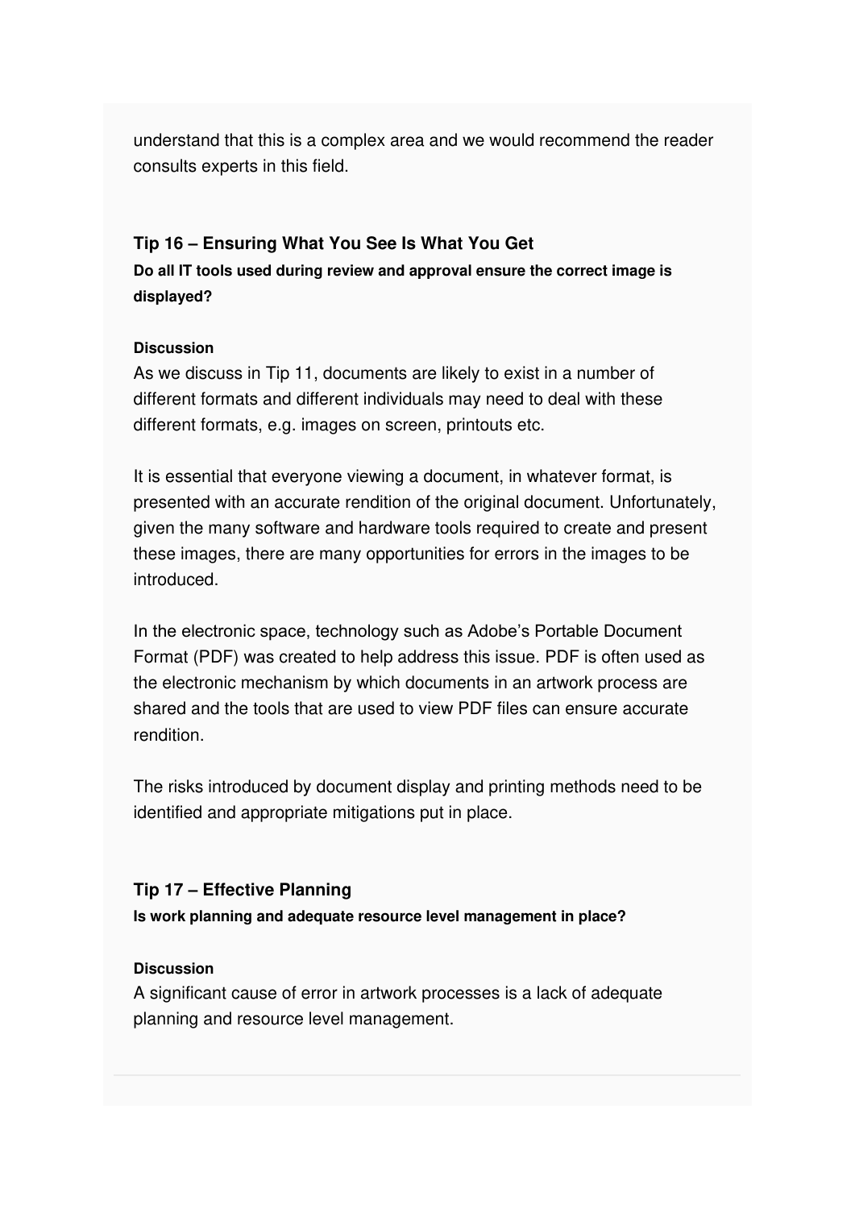understand that this is a complex area and we would recommend the reader consults experts in this field.

### Tip 16 – Ensuring What You See Is What You Get

**Do all IT tools used during review and approval ensure the correct image is displayed?**

**Discussion**

As we discuss in Tip 11, documents are likely to exist in a number of different formats and different individuals may need to deal with these different formats, e.g. images on screen, printouts etc.

It is essential that everyone viewing a document, in whatever format, is presented with an accurate rendition of the original document. Unfortunately, given the many software and hardware tools required to create and present these images, there are many opportunities for errors in the images to be introduced.

In the electronic space, technology such as Adobe's Portable Document Format (PDF) was created to help address this issue. PDF is often used as the electronic mechanism by which documents in an artwork process are shared and the tools that are used to view PDF files can ensure accurate rendition.

The risks introduced by document display and printing methods need to be identified and appropriate mitigations put in place.

### Tip 17 – Effective Planning

**Is work planning and adequate resource level management in place?**

**Discussion**

A significant cause of error in artwork processes is a lack of adequate planning and resource level management.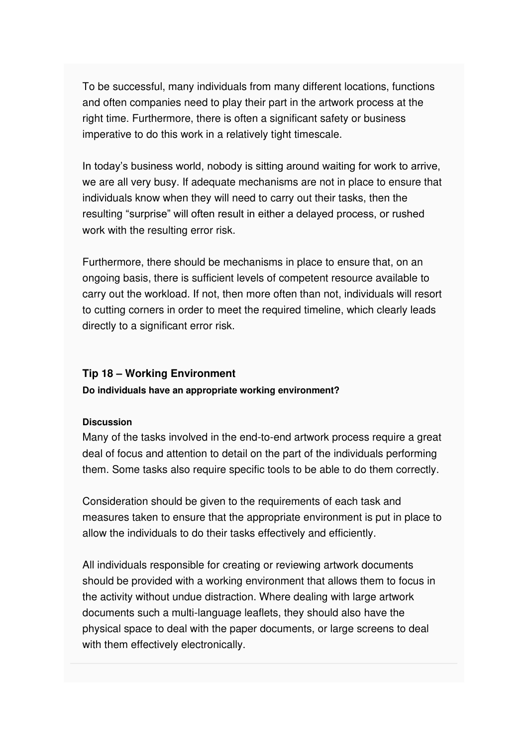To be successful, many individuals from many different locations, functions and often companies need to play their part in the artwork process at the right time. Furthermore, there is often a significant safety or business imperative to do this work in a relatively tight timescale.

In today's business world, nobody is sitting around waiting for work to arrive, we are all very busy. If adequate mechanisms are not in place to ensure that individuals know when they will need to carry out their tasks, then the resulting "surprise" will often result in either a delayed process, or rushed work with the resulting error risk.

Furthermore, there should be mechanisms in place to ensure that, on an ongoing basis, there is sufficient levels of competent resource available to carry out the workload. If not, then more often than not, individuals will resort to cutting corners in order to meet the required timeline, which clearly leads directly to a significant error risk.

### Tip 18 – Working Environment

**Do individuals have an appropriate working environment?**

**Discussion**

Many of the tasks involved in the end-to-end artwork process require a great deal of focus and attention to detail on the part of the individuals performing them. Some tasks also require specific tools to be able to do them correctly.

Consideration should be given to the requirements of each task and measures taken to ensure that the appropriate environment is put in place to allow the individuals to do their tasks effectively and efficiently.

All individuals responsible for creating or reviewing artwork documents should be provided with a working environment that allows them to focus in the activity without undue distraction. Where dealing with large artwork documents such a multi-language leaflets, they should also have the physical space to deal with the paper documents, or large screens to deal with them effectively electronically.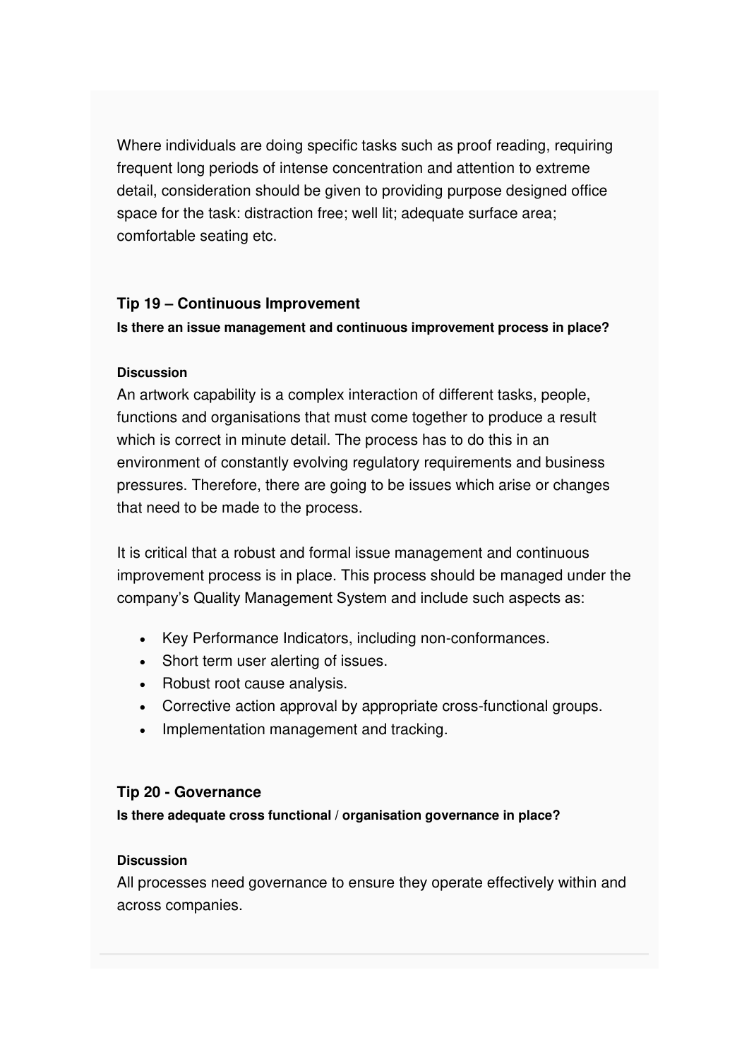Where individuals are doing specific tasks such as proof reading, requiring frequent long periods of intense concentration and attention to extreme detail, consideration should be given to providing purpose designed office space for the task: distraction free; well lit; adequate surface area; comfortable seating etc.

### Tip 19 – Continuous Improvement

**Is there an issue management and continuous improvement process in place?**

**Discussion**

An artwork capability is a complex interaction of different tasks, people, functions and organisations that must come together to produce a result which is correct in minute detail. The process has to do this in an environment of constantly evolving regulatory requirements and business pressures. Therefore, there are going to be issues which arise or changes that need to be made to the process.

It is critical that a robust and formal issue management and continuous improvement process is in place. This process should be managed under the company's Quality Management System and include such aspects as:

- Key Performance Indicators, including non-conformances.
- Short term user alerting of issues.
- Robust root cause analysis.
- Corrective action approval by appropriate cross-functional groups.
- Implementation management and tracking.

### Tip 20 - Governance

**Is there adequate cross functional / organisation governance in place?**

**Discussion**

All processes need governance to ensure they operate effectively within and across companies.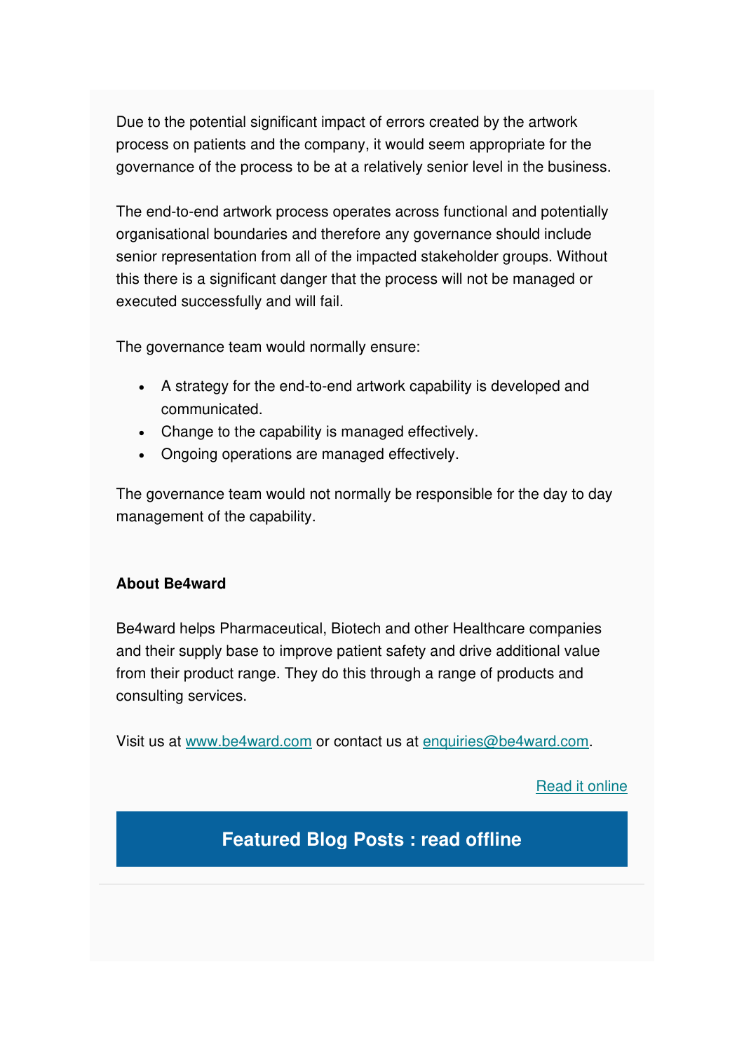Due to the potential significant impact of errors created by the artwork process on patients and the company, it would seem appropriate for the governance of the process to be at a relatively senior level in the business.

The end-to-end artwork process operates across functional and potentially organisational boundaries and therefore any governance should include senior representation from all of the impacted stakeholder groups. Without this there is a significant danger that the process will not be managed or executed successfully and will fail.

The governance team would normally ensure:

- A strategy for the end-to-end artwork capability is developed and communicated.
- Change to the capability is managed effectively.
- Ongoing operations are managed effectively.

The governance team would not normally be responsible for the day to day management of the capability.

**About Be4ward**

Be4ward helps Pharmaceutical, Biotech and other Healthcare companies and their supply base to improve patient safety and drive additional value from their product range. They do this through a range of products and consulting services.

Visit us at [www.be4ward.com](http://www.be4ward.com) or contact us at [enquiries@be4ward.com](mailto:enquiries@be4ward.com).

[Read it online]()

## Featured Blog Posts : read offline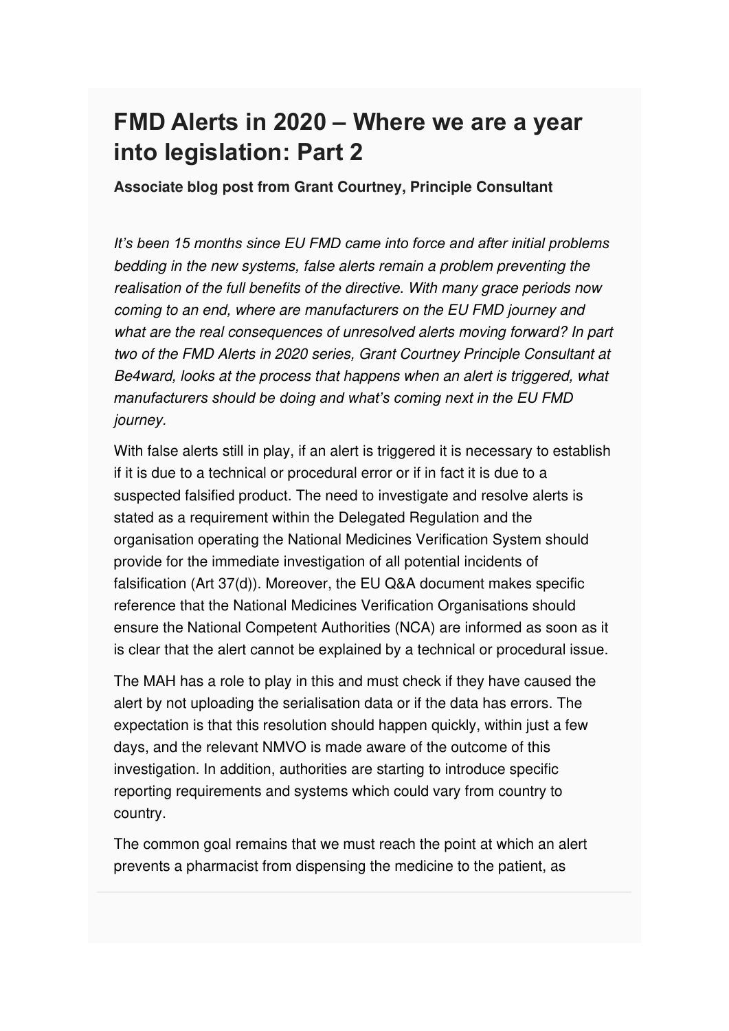# FMD Alerts in 2020 – Where we are a year into legislation: Part 2

**Associate blog post from Grant Courtney, Principle Consultant**

*It's been 15 months since EU FMD came into force and after initial problems bedding in the new systems, false alerts remain a problem preventing the realisation of the full benefits of the directive. With many grace periods now coming to an end, where are manufacturers on the EU FMD journey and what are the real consequences of unresolved alerts moving forward? In part two of the FMD Alerts in 2020 series, Grant Courtney Principle Consultant at Be4ward, looks at the process that happens when an alert is triggered, what manufacturers should be doing and what's coming next in the EU FMD journey.*

With false alerts still in play, if an alert is triggered it is necessary to establish if it is due to a technical or procedural error or if in fact it is due to a suspected falsified product. The need to investigate and resolve alerts is stated as a requirement within the Delegated Regulation and the organisation operating the National Medicines Verification System should provide for the immediate investigation of all potential incidents of falsification (Art 37(d)). Moreover, the EU Q&A document makes specific reference that the National Medicines Verification Organisations should ensure the National Competent Authorities (NCA) are informed as soon as it is clear that the alert cannot be explained by a technical or procedural issue.

The MAH has a role to play in this and must check if they have caused the alert by not uploading the serialisation data or if the data has errors. The expectation is that this resolution should happen quickly, within just a few days, and the relevant NMVO is made aware of the outcome of this investigation. In addition, authorities are starting to introduce specific reporting requirements and systems which could vary from country to country.

The common goal remains that we must reach the point at which an alert prevents a pharmacist from dispensing the medicine to the patient, as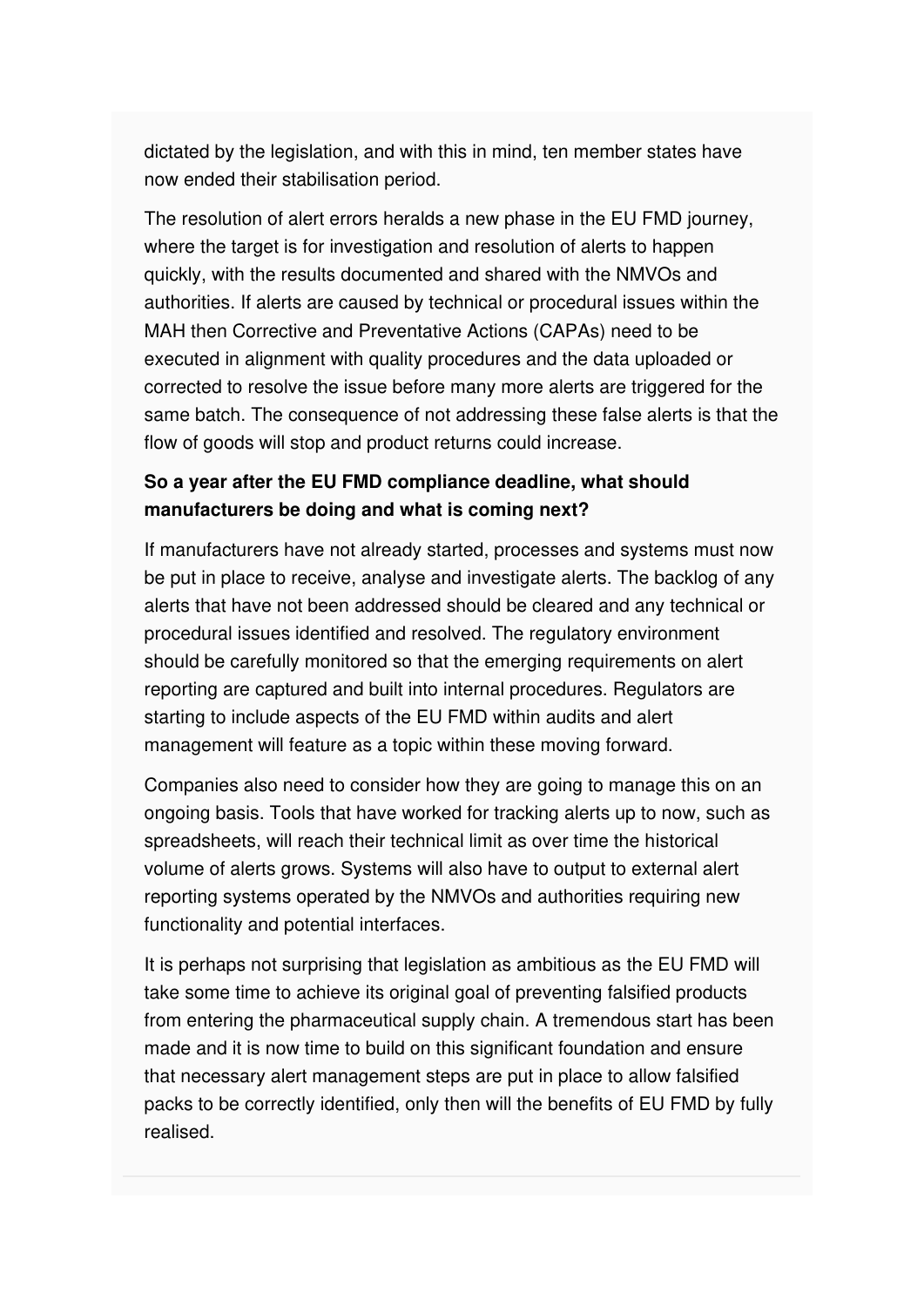dictated by the legislation, and with this in mind, ten member states have now ended their stabilisation period.

The resolution of alert errors heralds a new phase in the EU FMD journey, where the target is for investigation and resolution of alerts to happen quickly, with the results documented and shared with the NMVOs and authorities. If alerts are caused by technical or procedural issues within the MAH then Corrective and Preventative Actions (CAPAs) need to be executed in alignment with quality procedures and the data uploaded or corrected to resolve the issue before many more alerts are triggered for the same batch. The consequence of not addressing these false alerts is that the flow of goods will stop and product returns could increase.

**So a year after the EU FMD compliance deadline, what should manufacturers be doing and what is coming next?**

If manufacturers have not already started, processes and systems must now be put in place to receive, analyse and investigate alerts. The backlog of any alerts that have not been addressed should be cleared and any technical or procedural issues identified and resolved. The regulatory environment should be carefully monitored so that the emerging requirements on alert reporting are captured and built into internal procedures. Regulators are starting to include aspects of the EU FMD within audits and alert management will feature as a topic within these moving forward.

Companies also need to consider how they are going to manage this on an ongoing basis. Tools that have worked for tracking alerts up to now, such as spreadsheets, will reach their technical limit as over time the historical volume of alerts grows. Systems will also have to output to external alert reporting systems operated by the NMVOs and authorities requiring new functionality and potential interfaces.

It is perhaps not surprising that legislation as ambitious as the EU FMD will take some time to achieve its original goal of preventing falsified products from entering the pharmaceutical supply chain. A tremendous start has been made and it is now time to build on this significant foundation and ensure that necessary alert management steps are put in place to allow falsified packs to be correctly identified, only then will the benefits of EU FMD by fully realised.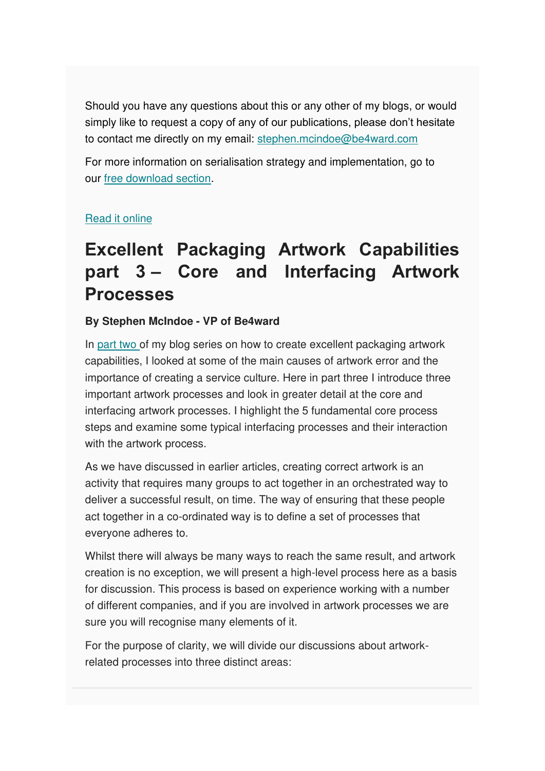Should you have any questions about this or any other of my blogs, or would simply like to request a copy of any of our publications, please don't hesitate to contact me directly on my email: [stephen.mcindoe@be4ward.com](mailto:stephen.mcindoe@be4ward.com)

For more information on serialisation strategy and implementation, go to our free download section.

Read it online

# Excellent Packaging Artwork Capabilities part 3 – Core and Interfacing Artwork Processes

**By Stephen McIndoe - VP of Be4ward**

In part two of my blog series on how to create excellent packaging artwork capabilities, I looked at some of the main causes of artwork error and the importance of creating a service culture. Here in part three I introduce three important artwork processes and look in greater detail at the core and interfacing artwork processes. I highlight the 5 fundamental core process steps and examine some typical interfacing processes and their interaction with the artwork process.

As we have discussed in earlier articles, creating correct artwork is an activity that requires many groups to act together in an orchestrated way to deliver a successful result, on time. The way of ensuring that these people act together in a co-ordinated way is to define a set of processes that everyone adheres to.

Whilst there will always be many ways to reach the same result, and artwork creation is no exception, we will present a high-level process here as a basis for discussion. This process is based on experience working with a number of different companies, and if you are involved in artwork processes we are sure you will recognise many elements of it.

For the purpose of clarity, we will divide our discussions about artwork-related processes into three distinct areas: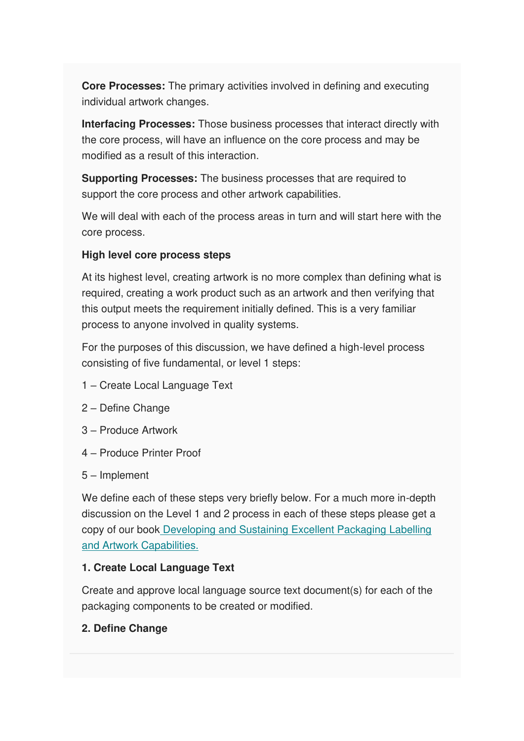**Core Processes:** The primary activities involved in defining and executing individual artwork changes.

**Interfacing Processes:** Those business processes that interact directly with the core process, will have an influence on the core process and may be modified as a result of this interaction.

**Supporting Processes:** The business processes that are required to support the core process and other artwork capabilities.

We will deal with each of the process areas in turn and will start here with the core process.

**High level core process steps**

At its highest level, creating artwork is no more complex than defining what is required, creating a work product such as an artwork and then verifying that this output meets the requirement initially defined. This is a very familiar process to anyone involved in quality systems.

For the purposes of this discussion, we have defined a high-level process consisting of five fundamental, or level 1 steps:

1 – Create Local Language Text

2 – Define Change

3 – Produce Artwork

4 – Produce Printer Proof

5 – Implement

We define each of these steps very briefly below. For a much more in-depth discussion on the Level 1 and 2 process in each of these steps please get a copy of our book [Developing and Sustaining Excellent Packaging Labelling and Artwork Capabilities.]()

**1. Create Local Language Text**

Create and approve local language source text document(s) for each of the packaging components to be created or modified.

**2. Define Change**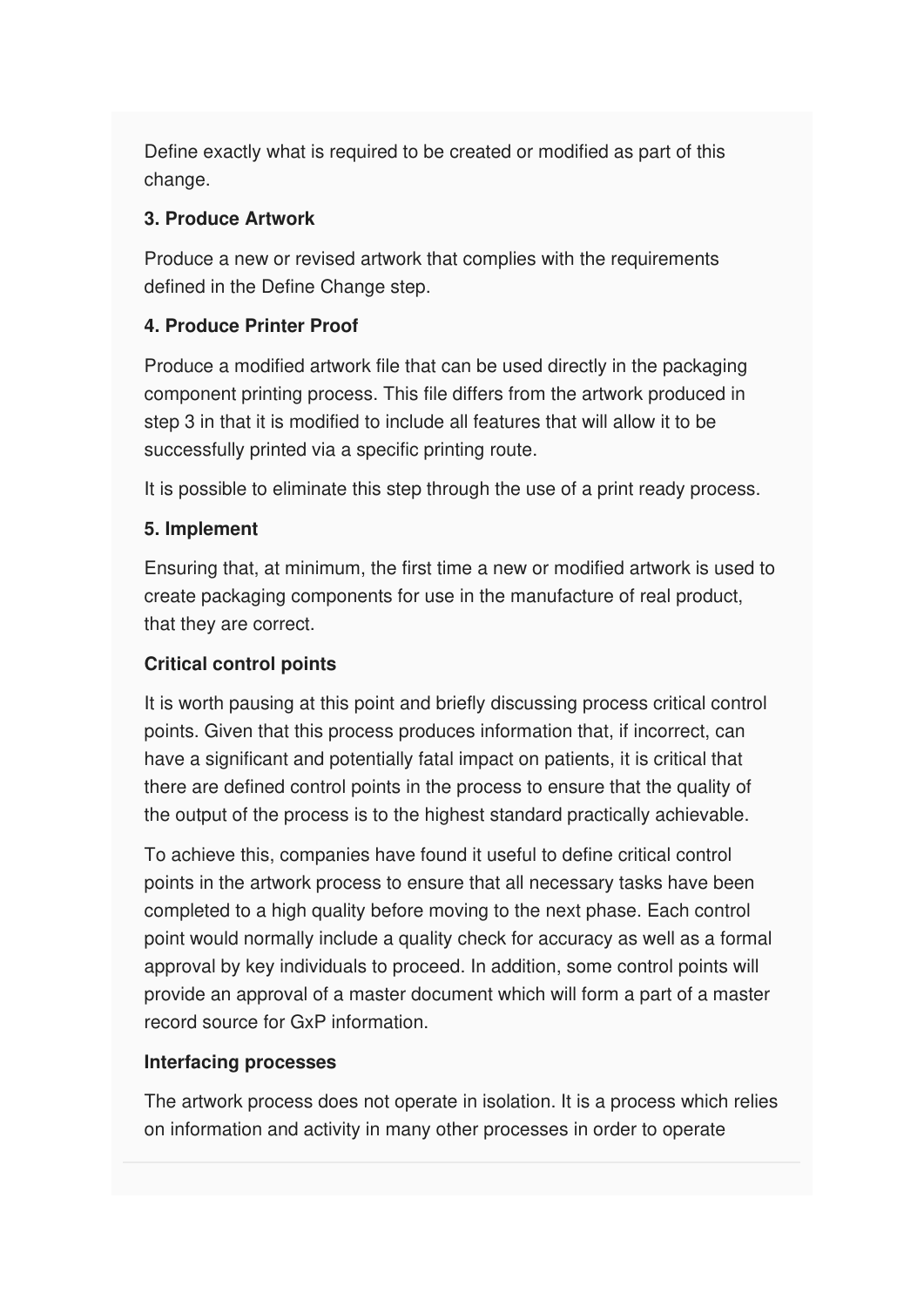Define exactly what is required to be created or modified as part of this change.

**3. Produce Artwork**

Produce a new or revised artwork that complies with the requirements defined in the Define Change step.

**4. Produce Printer Proof**

Produce a modified artwork file that can be used directly in the packaging component printing process. This file differs from the artwork produced in step 3 in that it is modified to include all features that will allow it to be successfully printed via a specific printing route.

It is possible to eliminate this step through the use of a print ready process.

**5. Implement**

Ensuring that, at minimum, the first time a new or modified artwork is used to create packaging components for use in the manufacture of real product, that they are correct.

**Critical control points**

It is worth pausing at this point and briefly discussing process critical control points. Given that this process produces information that, if incorrect, can have a significant and potentially fatal impact on patients, it is critical that there are defined control points in the process to ensure that the quality of the output of the process is to the highest standard practically achievable.

To achieve this, companies have found it useful to define critical control points in the artwork process to ensure that all necessary tasks have been completed to a high quality before moving to the next phase. Each control point would normally include a quality check for accuracy as well as a formal approval by key individuals to proceed. In addition, some control points will provide an approval of a master document which will form a part of a master record source for GxP information.

**Interfacing processes**

The artwork process does not operate in isolation. It is a process which relies on information and activity in many other processes in order to operate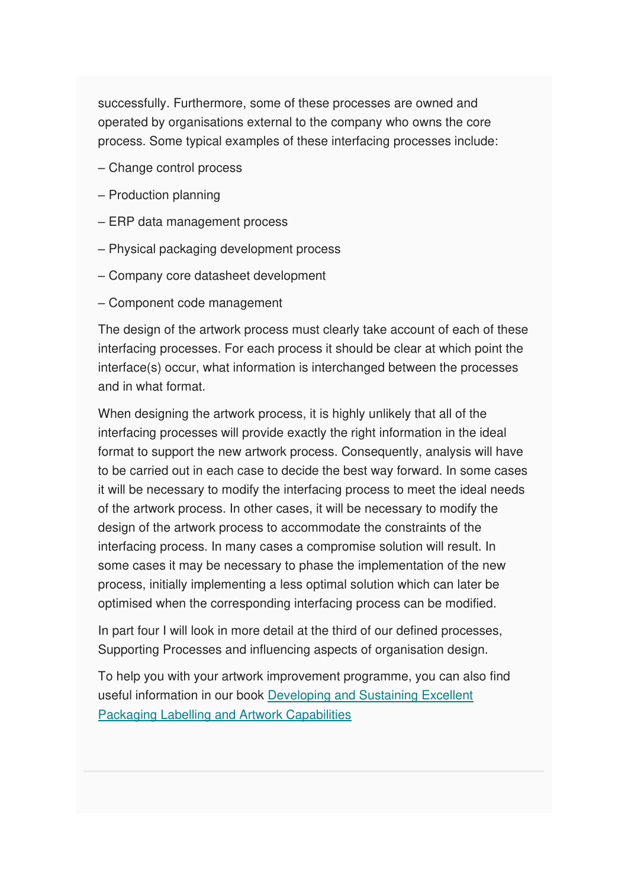successfully. Furthermore, some of these processes are owned and operated by organisations external to the company who owns the core process. Some typical examples of these interfacing processes include:

– Change control process

– Production planning

– ERP data management process

– Physical packaging development process

– Company core datasheet development

– Component code management

The design of the artwork process must clearly take account of each of these interfacing processes. For each process it should be clear at which point the interface(s) occur, what information is interchanged between the processes and in what format.

When designing the artwork process, it is highly unlikely that all of the interfacing processes will provide exactly the right information in the ideal format to support the new artwork process. Consequently, analysis will have to be carried out in each case to decide the best way forward. In some cases it will be necessary to modify the interfacing process to meet the ideal needs of the artwork process. In other cases, it will be necessary to modify the design of the artwork process to accommodate the constraints of the interfacing process. In many cases a compromise solution will result. In some cases it may be necessary to phase the implementation of the new process, initially implementing a less optimal solution which can later be optimised when the corresponding interfacing process can be modified.

In part four I will look in more detail at the third of our defined processes, Supporting Processes and influencing aspects of organisation design.

To help you with your artwork improvement programme, you can also find useful information in our book [Developing and Sustaining Excellent Packaging Labelling and Artwork Capabilities]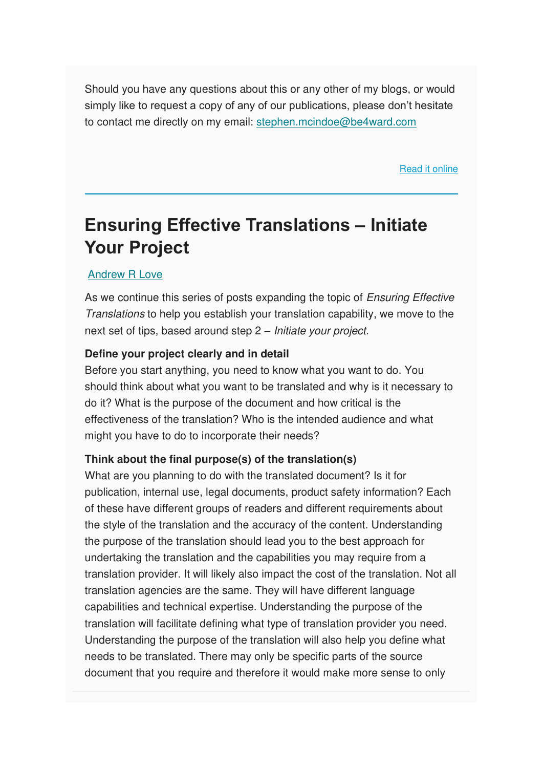Should you have any questions about this or any other of my blogs, or would simply like to request a copy of any of our publications, please don't hesitate to contact me directly on my email: stephen.mcindoe@be4ward.com

Read it online

---

# Ensuring Effective Translations – Initiate Your Project

Andrew R Love

As we continue this series of posts expanding the topic of *Ensuring Effective Translations* to help you establish your translation capability, we move to the next set of tips, based around step 2 – *Initiate your project.*

**Define your project clearly and in detail**
Before you start anything, you need to know what you want to do. You should think about what you want to be translated and why is it necessary to do it? What is the purpose of the document and how critical is the effectiveness of the translation? Who is the intended audience and what might you have to do to incorporate their needs?

**Think about the final purpose(s) of the translation(s)**
What are you planning to do with the translated document? Is it for publication, internal use, legal documents, product safety information? Each of these have different groups of readers and different requirements about the style of the translation and the accuracy of the content. Understanding the purpose of the translation should lead you to the best approach for undertaking the translation and the capabilities you may require from a translation provider. It will likely also impact the cost of the translation. Not all translation agencies are the same. They will have different language capabilities and technical expertise. Understanding the purpose of the translation will facilitate defining what type of translation provider you need. Understanding the purpose of the translation will also help you define what needs to be translated. There may only be specific parts of the source document that you require and therefore it would make more sense to only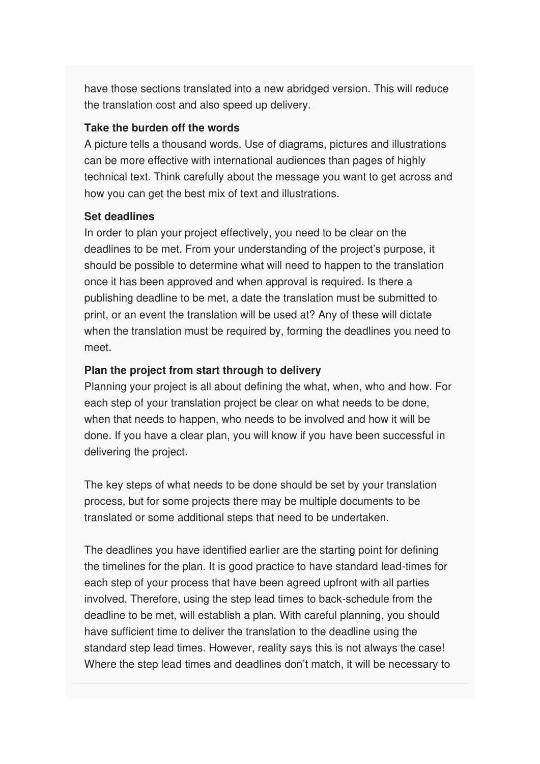have those sections translated into a new abridged version. This will reduce the translation cost and also speed up delivery.

**Take the burden off the words**
A picture tells a thousand words. Use of diagrams, pictures and illustrations can be more effective with international audiences than pages of highly technical text. Think carefully about the message you want to get across and how you can get the best mix of text and illustrations.

**Set deadlines**
In order to plan your project effectively, you need to be clear on the deadlines to be met. From your understanding of the project's purpose, it should be possible to determine what will need to happen to the translation once it has been approved and when approval is required. Is there a publishing deadline to be met, a date the translation must be submitted to print, or an event the translation will be used at? Any of these will dictate when the translation must be required by, forming the deadlines you need to meet.

**Plan the project from start through to delivery**
Planning your project is all about defining the what, when, who and how. For each step of your translation project be clear on what needs to be done, when that needs to happen, who needs to be involved and how it will be done. If you have a clear plan, you will know if you have been successful in delivering the project.

The key steps of what needs to be done should be set by your translation process, but for some projects there may be multiple documents to be translated or some additional steps that need to be undertaken.

The deadlines you have identified earlier are the starting point for defining the timelines for the plan. It is good practice to have standard lead-times for each step of your process that have been agreed upfront with all parties involved. Therefore, using the step lead times to back-schedule from the deadline to be met, will establish a plan. With careful planning, you should have sufficient time to deliver the translation to the deadline using the standard step lead times. However, reality says this is not always the case! Where the step lead times and deadlines don't match, it will be necessary to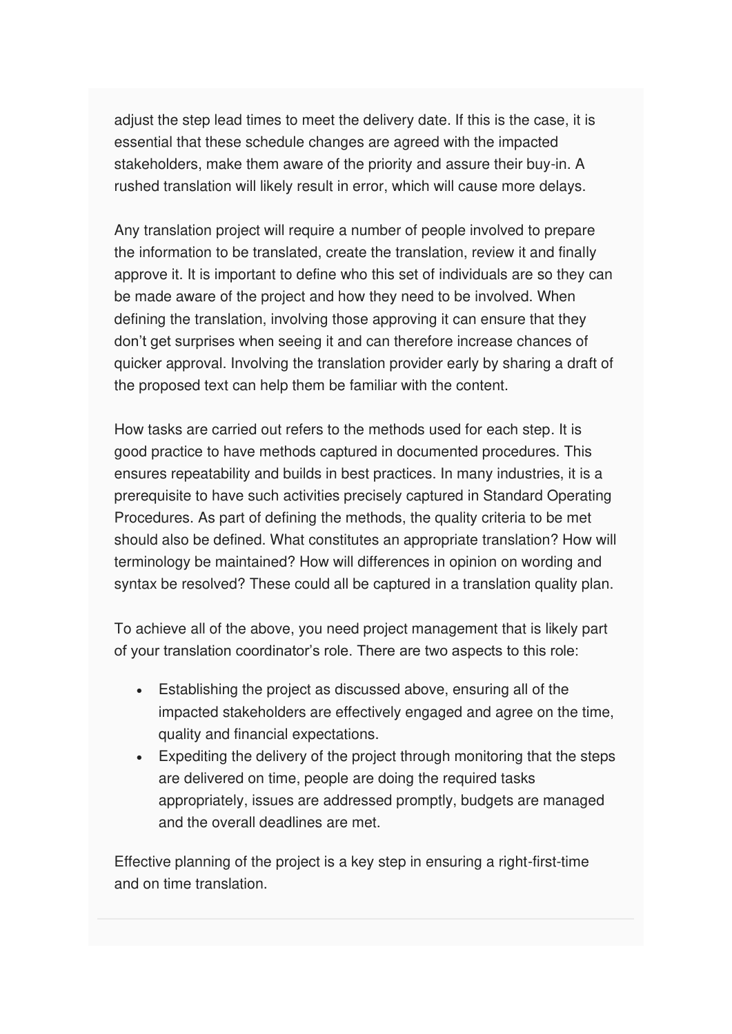adjust the step lead times to meet the delivery date. If this is the case, it is essential that these schedule changes are agreed with the impacted stakeholders, make them aware of the priority and assure their buy-in. A rushed translation will likely result in error, which will cause more delays.

Any translation project will require a number of people involved to prepare the information to be translated, create the translation, review it and finally approve it. It is important to define who this set of individuals are so they can be made aware of the project and how they need to be involved. When defining the translation, involving those approving it can ensure that they don't get surprises when seeing it and can therefore increase chances of quicker approval. Involving the translation provider early by sharing a draft of the proposed text can help them be familiar with the content.

How tasks are carried out refers to the methods used for each step. It is good practice to have methods captured in documented procedures. This ensures repeatability and builds in best practices. In many industries, it is a prerequisite to have such activities precisely captured in Standard Operating Procedures. As part of defining the methods, the quality criteria to be met should also be defined. What constitutes an appropriate translation? How will terminology be maintained? How will differences in opinion on wording and syntax be resolved? These could all be captured in a translation quality plan.

To achieve all of the above, you need project management that is likely part of your translation coordinator's role. There are two aspects to this role:

- Establishing the project as discussed above, ensuring all of the impacted stakeholders are effectively engaged and agree on the time, quality and financial expectations.
- Expediting the delivery of the project through monitoring that the steps are delivered on time, people are doing the required tasks appropriately, issues are addressed promptly, budgets are managed and the overall deadlines are met.

Effective planning of the project is a key step in ensuring a right-first-time and on time translation.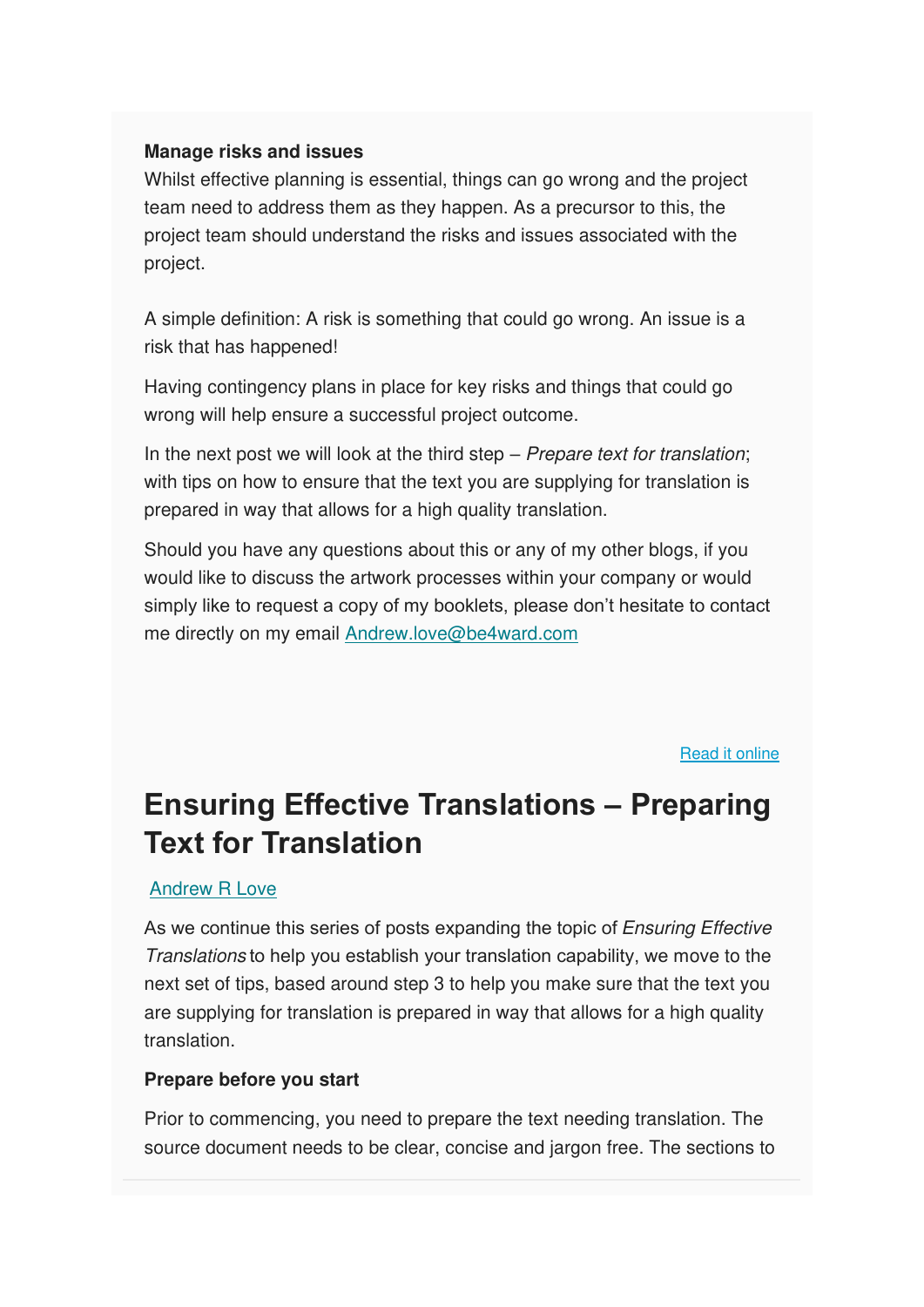**Manage risks and issues**

Whilst effective planning is essential, things can go wrong and the project team need to address them as they happen. As a precursor to this, the project team should understand the risks and issues associated with the project.

A simple definition: A risk is something that could go wrong. An issue is a risk that has happened!

Having contingency plans in place for key risks and things that could go wrong will help ensure a successful project outcome.

In the next post we will look at the third step – *Prepare text for translation*; with tips on how to ensure that the text you are supplying for translation is prepared in way that allows for a high quality translation.

Should you have any questions about this or any of my other blogs, if you would like to discuss the artwork processes within your company or would simply like to request a copy of my booklets, please don't hesitate to contact me directly on my email [Andrew.love@be4ward.com](mailto:Andrew.love@be4ward.com)

[Read it online]()

# Ensuring Effective Translations – Preparing Text for Translation

[Andrew R Love]()

As we continue this series of posts expanding the topic of *Ensuring Effective Translations* to help you establish your translation capability, we move to the next set of tips, based around step 3 to help you make sure that the text you are supplying for translation is prepared in way that allows for a high quality translation.

**Prepare before you start**

Prior to commencing, you need to prepare the text needing translation. The source document needs to be clear, concise and jargon free. The sections to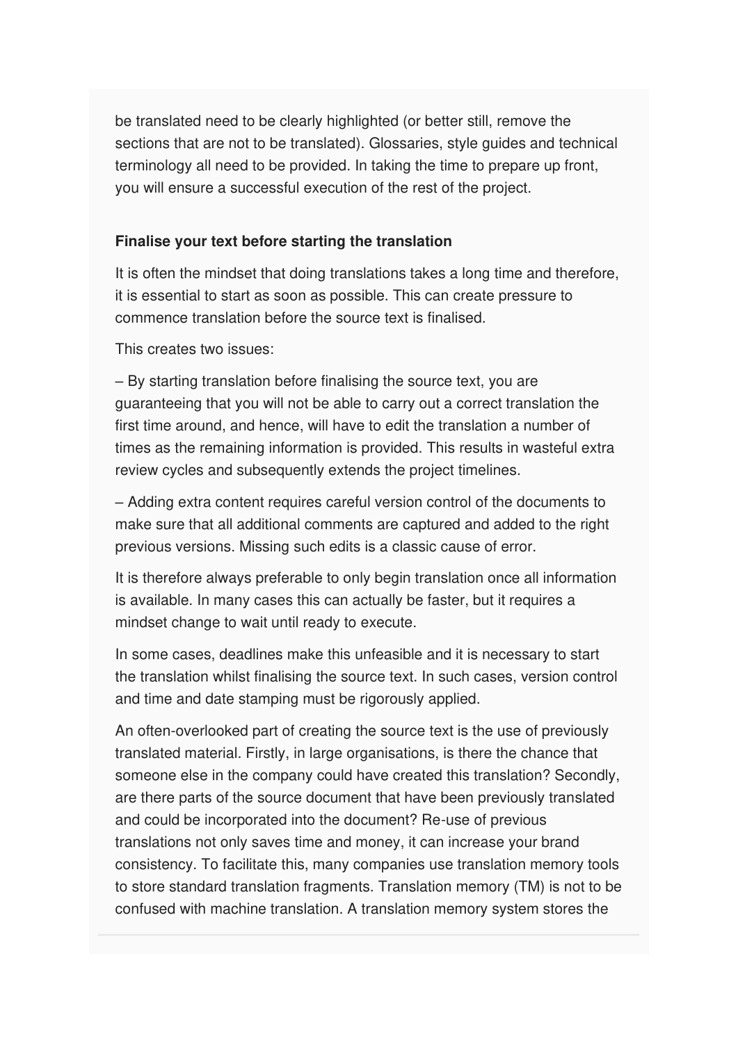be translated need to be clearly highlighted (or better still, remove the sections that are not to be translated). Glossaries, style guides and technical terminology all need to be provided. In taking the time to prepare up front, you will ensure a successful execution of the rest of the project.

**Finalise your text before starting the translation**

It is often the mindset that doing translations takes a long time and therefore, it is essential to start as soon as possible. This can create pressure to commence translation before the source text is finalised.

This creates two issues:

– By starting translation before finalising the source text, you are guaranteeing that you will not be able to carry out a correct translation the first time around, and hence, will have to edit the translation a number of times as the remaining information is provided. This results in wasteful extra review cycles and subsequently extends the project timelines.

– Adding extra content requires careful version control of the documents to make sure that all additional comments are captured and added to the right previous versions. Missing such edits is a classic cause of error.

It is therefore always preferable to only begin translation once all information is available. In many cases this can actually be faster, but it requires a mindset change to wait until ready to execute.

In some cases, deadlines make this unfeasible and it is necessary to start the translation whilst finalising the source text. In such cases, version control and time and date stamping must be rigorously applied.

An often-overlooked part of creating the source text is the use of previously translated material. Firstly, in large organisations, is there the chance that someone else in the company could have created this translation? Secondly, are there parts of the source document that have been previously translated and could be incorporated into the document? Re-use of previous translations not only saves time and money, it can increase your brand consistency. To facilitate this, many companies use translation memory tools to store standard translation fragments. Translation memory (TM) is not to be confused with machine translation. A translation memory system stores the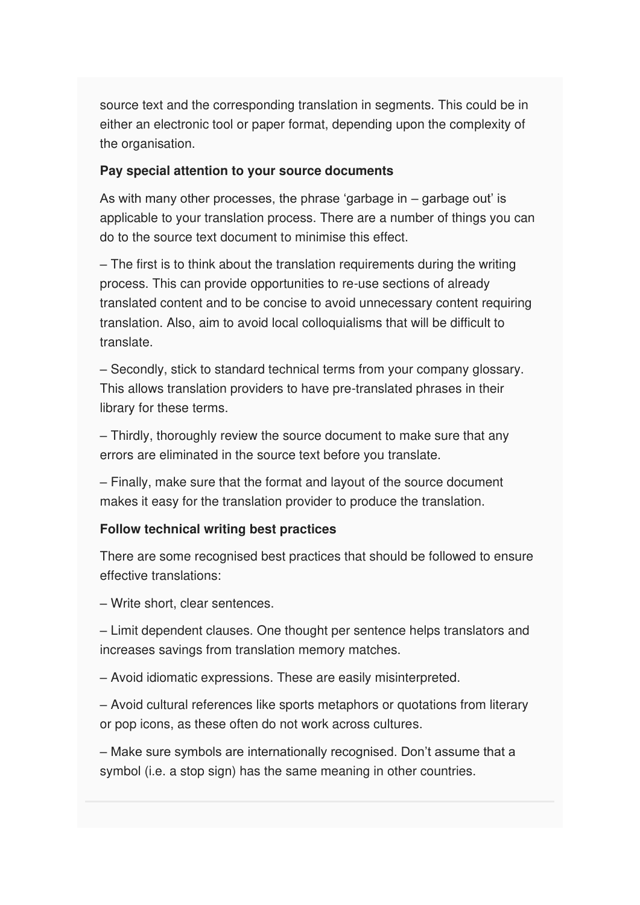source text and the corresponding translation in segments. This could be in either an electronic tool or paper format, depending upon the complexity of the organisation.

**Pay special attention to your source documents**

As with many other processes, the phrase 'garbage in – garbage out' is applicable to your translation process. There are a number of things you can do to the source text document to minimise this effect.

– The first is to think about the translation requirements during the writing process. This can provide opportunities to re-use sections of already translated content and to be concise to avoid unnecessary content requiring translation. Also, aim to avoid local colloquialisms that will be difficult to translate.

– Secondly, stick to standard technical terms from your company glossary. This allows translation providers to have pre-translated phrases in their library for these terms.

– Thirdly, thoroughly review the source document to make sure that any errors are eliminated in the source text before you translate.

– Finally, make sure that the format and layout of the source document makes it easy for the translation provider to produce the translation.

**Follow technical writing best practices**

There are some recognised best practices that should be followed to ensure effective translations:

– Write short, clear sentences.

– Limit dependent clauses. One thought per sentence helps translators and increases savings from translation memory matches.

– Avoid idiomatic expressions. These are easily misinterpreted.

– Avoid cultural references like sports metaphors or quotations from literary or pop icons, as these often do not work across cultures.

– Make sure symbols are internationally recognised. Don't assume that a symbol (i.e. a stop sign) has the same meaning in other countries.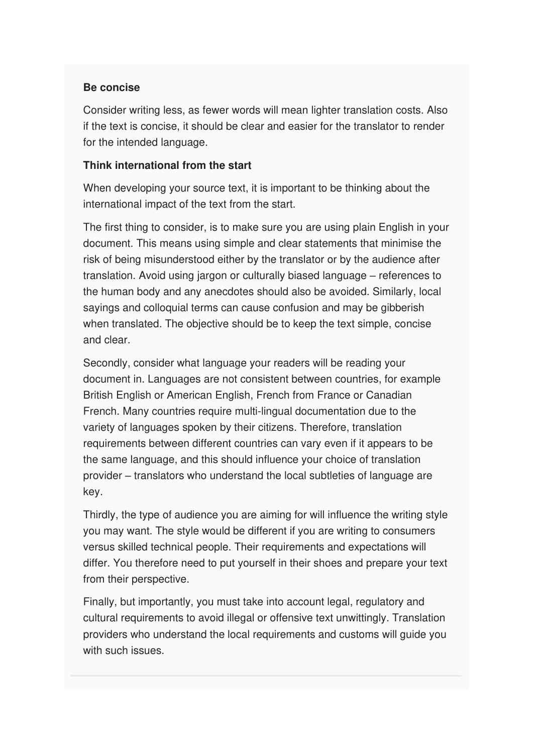**Be concise**

Consider writing less, as fewer words will mean lighter translation costs. Also if the text is concise, it should be clear and easier for the translator to render for the intended language.

**Think international from the start**

When developing your source text, it is important to be thinking about the international impact of the text from the start.

The first thing to consider, is to make sure you are using plain English in your document. This means using simple and clear statements that minimise the risk of being misunderstood either by the translator or by the audience after translation. Avoid using jargon or culturally biased language – references to the human body and any anecdotes should also be avoided. Similarly, local sayings and colloquial terms can cause confusion and may be gibberish when translated. The objective should be to keep the text simple, concise and clear.

Secondly, consider what language your readers will be reading your document in. Languages are not consistent between countries, for example British English or American English, French from France or Canadian French. Many countries require multi-lingual documentation due to the variety of languages spoken by their citizens. Therefore, translation requirements between different countries can vary even if it appears to be the same language, and this should influence your choice of translation provider – translators who understand the local subtleties of language are key.

Thirdly, the type of audience you are aiming for will influence the writing style you may want. The style would be different if you are writing to consumers versus skilled technical people. Their requirements and expectations will differ. You therefore need to put yourself in their shoes and prepare your text from their perspective.

Finally, but importantly, you must take into account legal, regulatory and cultural requirements to avoid illegal or offensive text unwittingly. Translation providers who understand the local requirements and customs will guide you with such issues.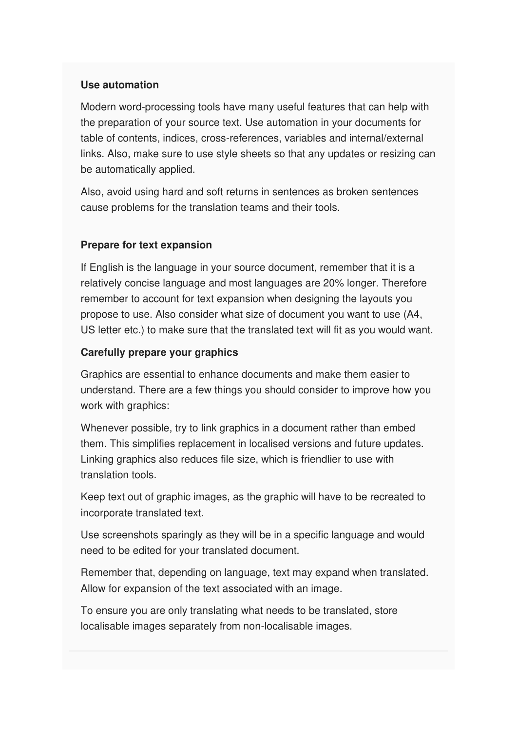**Use automation**

Modern word-processing tools have many useful features that can help with the preparation of your source text. Use automation in your documents for table of contents, indices, cross-references, variables and internal/external links. Also, make sure to use style sheets so that any updates or resizing can be automatically applied.

Also, avoid using hard and soft returns in sentences as broken sentences cause problems for the translation teams and their tools.

**Prepare for text expansion**

If English is the language in your source document, remember that it is a relatively concise language and most languages are 20% longer. Therefore remember to account for text expansion when designing the layouts you propose to use. Also consider what size of document you want to use (A4, US letter etc.) to make sure that the translated text will fit as you would want.

**Carefully prepare your graphics**

Graphics are essential to enhance documents and make them easier to understand. There are a few things you should consider to improve how you work with graphics:

Whenever possible, try to link graphics in a document rather than embed them. This simplifies replacement in localised versions and future updates. Linking graphics also reduces file size, which is friendlier to use with translation tools.

Keep text out of graphic images, as the graphic will have to be recreated to incorporate translated text.

Use screenshots sparingly as they will be in a specific language and would need to be edited for your translated document.

Remember that, depending on language, text may expand when translated. Allow for expansion of the text associated with an image.

To ensure you are only translating what needs to be translated, store localisable images separately from non-localisable images.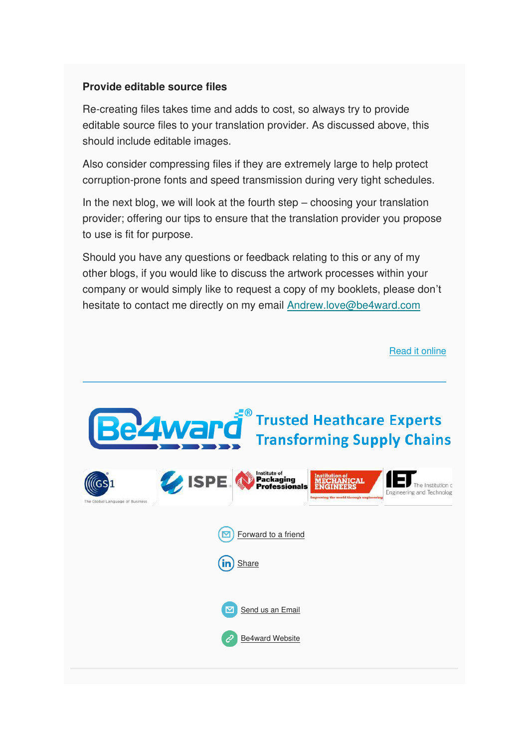### Provide editable source files

Re-creating files takes time and adds to cost, so always try to provide editable source files to your translation provider. As discussed above, this should include editable images.

Also consider compressing files if they are extremely large to help protect corruption-prone fonts and speed transmission during very tight schedules.

In the next blog, we will look at the fourth step – choosing your translation provider; offering our tips to ensure that the translation provider you propose to use is fit for purpose.

Should you have any questions or feedback relating to this or any of my other blogs, if you would like to discuss the artwork processes within your company or would simply like to request a copy of my booklets, please don't hesitate to contact me directly on my email Andrew.love@be4ward.com

Read it online

---

Be4ward® Trusted Heathcare Experts Transforming Supply Chains

Forward to a friend

Share

Send us an Email

Be4ward Website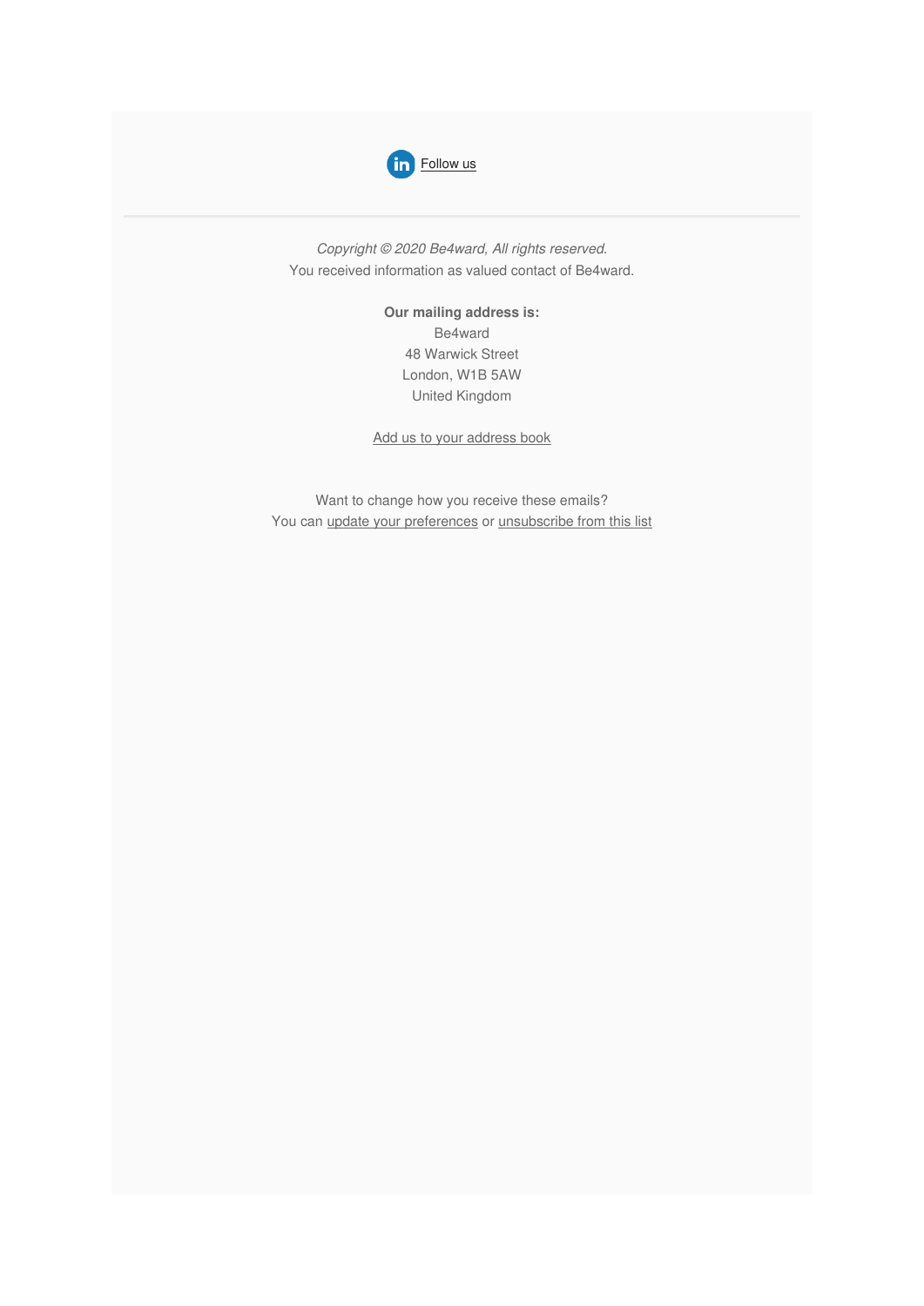Follow us

*Copyright © 2020 Be4ward, All rights reserved.*
You received information as valued contact of Be4ward.

**Our mailing address is:**
Be4ward
48 Warwick Street
London, W1B 5AW
United Kingdom

Add us to your address book

Want to change how you receive these emails?
You can update your preferences or unsubscribe from this list